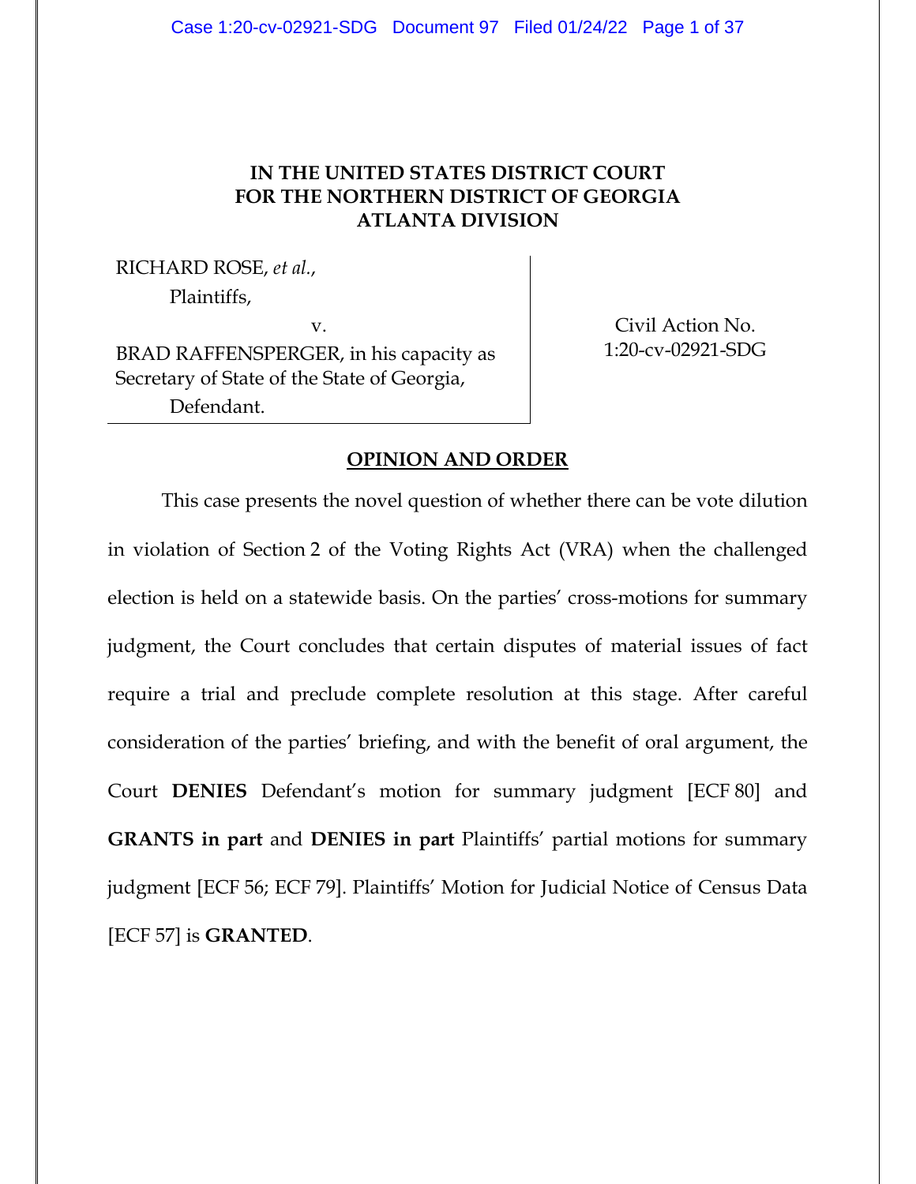**IN THE UNITED STATES DISTRICT COURT**
**FOR THE NORTHERN DISTRICT OF GEORGIA**
**ATLANTA DIVISION**

| | |
|---|---|
| RICHARD ROSE, *et al.*,<br>Plaintiffs,<br>v.<br>BRAD RAFFENSPERGER, in his capacity as Secretary of State of the State of Georgia,<br>Defendant. | Civil Action No.<br>1:20-cv-02921-SDG |

**OPINION AND ORDER**

This case presents the novel question of whether there can be vote dilution in violation of Section 2 of the Voting Rights Act (VRA) when the challenged election is held on a statewide basis. On the parties' cross-motions for summary judgment, the Court concludes that certain disputes of material issues of fact require a trial and preclude complete resolution at this stage. After careful consideration of the parties' briefing, and with the benefit of oral argument, the Court **DENIES** Defendant's motion for summary judgment [ECF 80] and **GRANTS in part** and **DENIES in part** Plaintiffs' partial motions for summary judgment [ECF 56; ECF 79]. Plaintiffs' Motion for Judicial Notice of Census Data [ECF 57] is **GRANTED**.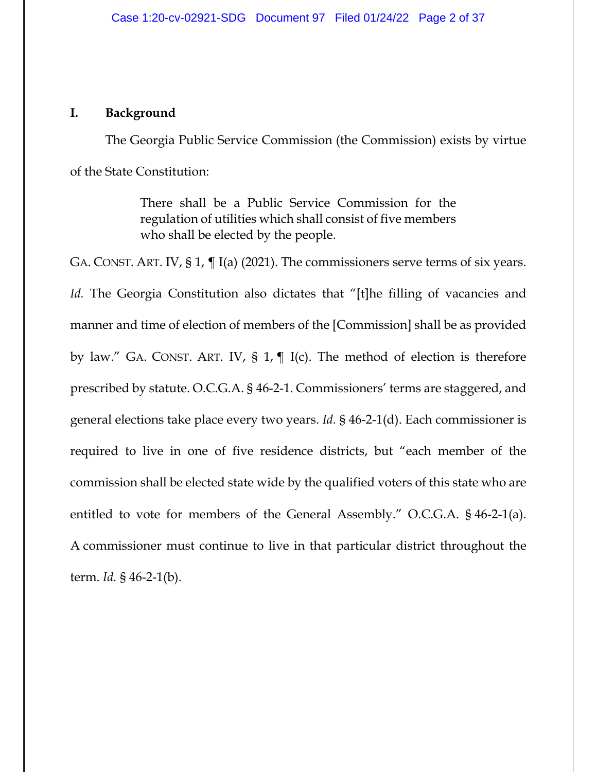## I. Background

The Georgia Public Service Commission (the Commission) exists by virtue of the State Constitution:

> There shall be a Public Service Commission for the regulation of utilities which shall consist of five members who shall be elected by the people.

GA. CONST. ART. IV, § 1, ¶ I(a) (2021). The commissioners serve terms of six years. *Id.* The Georgia Constitution also dictates that "[t]he filling of vacancies and manner and time of election of members of the [Commission] shall be as provided by law." GA. CONST. ART. IV, § 1, ¶ I(c). The method of election is therefore prescribed by statute. O.C.G.A. § 46-2-1. Commissioners' terms are staggered, and general elections take place every two years. *Id.* § 46-2-1(d). Each commissioner is required to live in one of five residence districts, but "each member of the commission shall be elected state wide by the qualified voters of this state who are entitled to vote for members of the General Assembly." O.C.G.A. § 46-2-1(a). A commissioner must continue to live in that particular district throughout the term. *Id.* § 46-2-1(b).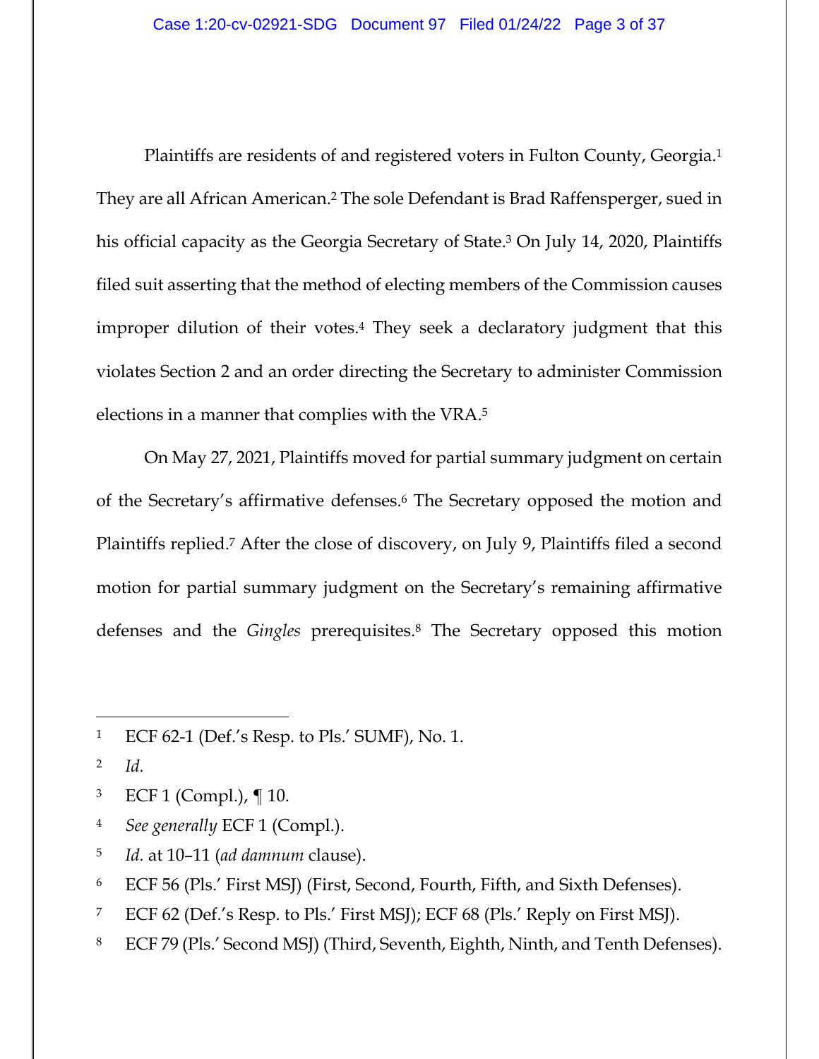Plaintiffs are residents of and registered voters in Fulton County, Georgia.[1] They are all African American.[2] The sole Defendant is Brad Raffensperger, sued in his official capacity as the Georgia Secretary of State.[3] On July 14, 2020, Plaintiffs filed suit asserting that the method of electing members of the Commission causes improper dilution of their votes.[4] They seek a declaratory judgment that this violates Section 2 and an order directing the Secretary to administer Commission elections in a manner that complies with the VRA.[5]

On May 27, 2021, Plaintiffs moved for partial summary judgment on certain of the Secretary's affirmative defenses.[6] The Secretary opposed the motion and Plaintiffs replied.[7] After the close of discovery, on July 9, Plaintiffs filed a second motion for partial summary judgment on the Secretary's remaining affirmative defenses and the *Gingles* prerequisites.[8] The Secretary opposed this motion

---

[1] ECF 62-1 (Def.'s Resp. to Pls.' SUMF), No. 1.

[2] *Id.*

[3] ECF 1 (Compl.), ¶ 10.

[4] *See generally* ECF 1 (Compl.).

[5] *Id.* at 10–11 (*ad damnum* clause).

[6] ECF 56 (Pls.' First MSJ) (First, Second, Fourth, Fifth, and Sixth Defenses).

[7] ECF 62 (Def.'s Resp. to Pls.' First MSJ); ECF 68 (Pls.' Reply on First MSJ).

[8] ECF 79 (Pls.' Second MSJ) (Third, Seventh, Eighth, Ninth, and Tenth Defenses).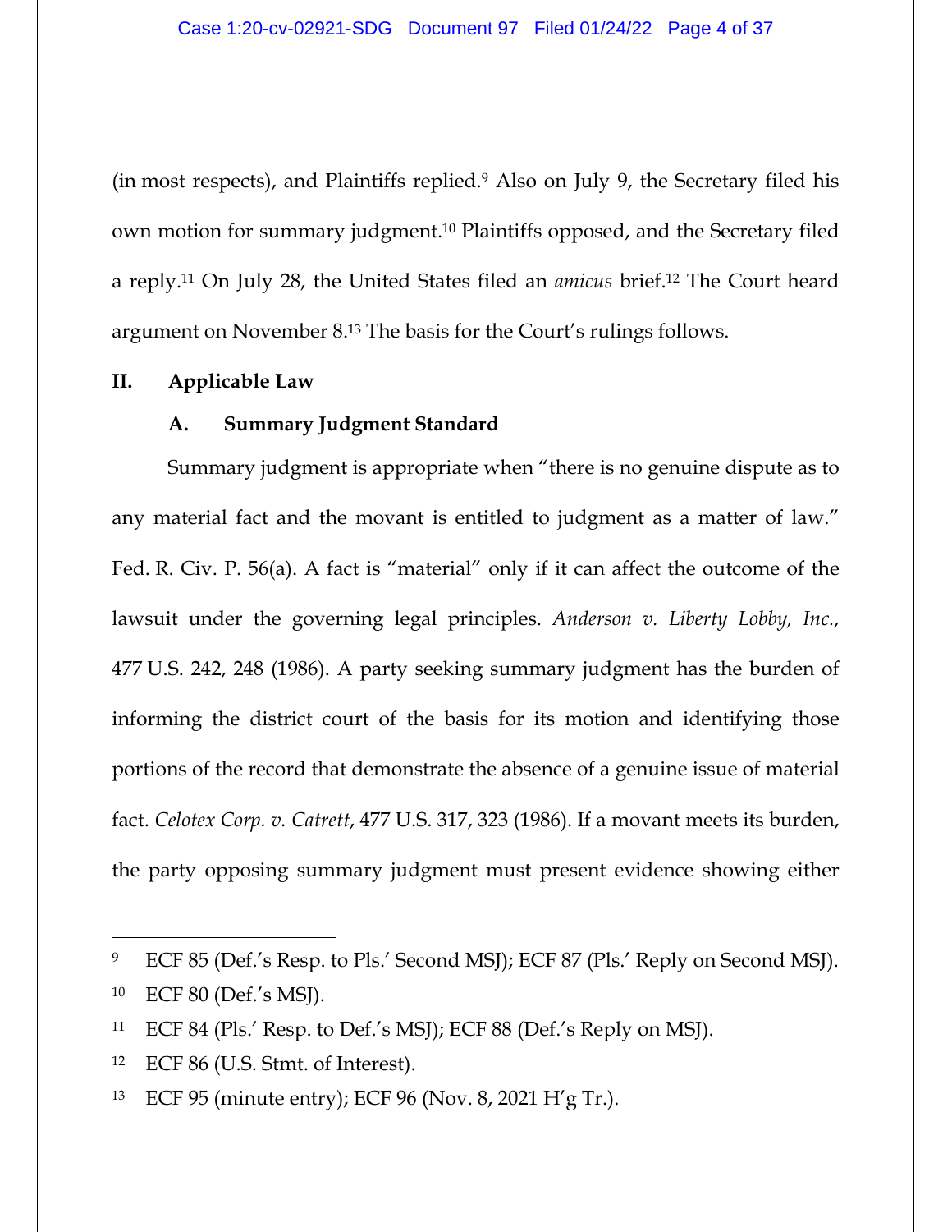(in most respects), and Plaintiffs replied.[9] Also on July 9, the Secretary filed his own motion for summary judgment.[10] Plaintiffs opposed, and the Secretary filed a reply.[11] On July 28, the United States filed an *amicus* brief.[12] The Court heard argument on November 8.[13] The basis for the Court's rulings follows.

## II. Applicable Law

### A. Summary Judgment Standard

Summary judgment is appropriate when "there is no genuine dispute as to any material fact and the movant is entitled to judgment as a matter of law." Fed. R. Civ. P. 56(a). A fact is "material" only if it can affect the outcome of the lawsuit under the governing legal principles. *Anderson v. Liberty Lobby, Inc.*, 477 U.S. 242, 248 (1986). A party seeking summary judgment has the burden of informing the district court of the basis for its motion and identifying those portions of the record that demonstrate the absence of a genuine issue of material fact. *Celotex Corp. v. Catrett*, 477 U.S. 317, 323 (1986). If a movant meets its burden, the party opposing summary judgment must present evidence showing either

---

[9] ECF 85 (Def.'s Resp. to Pls.' Second MSJ); ECF 87 (Pls.' Reply on Second MSJ).

[10] ECF 80 (Def.'s MSJ).

[11] ECF 84 (Pls.' Resp. to Def.'s MSJ); ECF 88 (Def.'s Reply on MSJ).

[12] ECF 86 (U.S. Stmt. of Interest).

[13] ECF 95 (minute entry); ECF 96 (Nov. 8, 2021 H'g Tr.).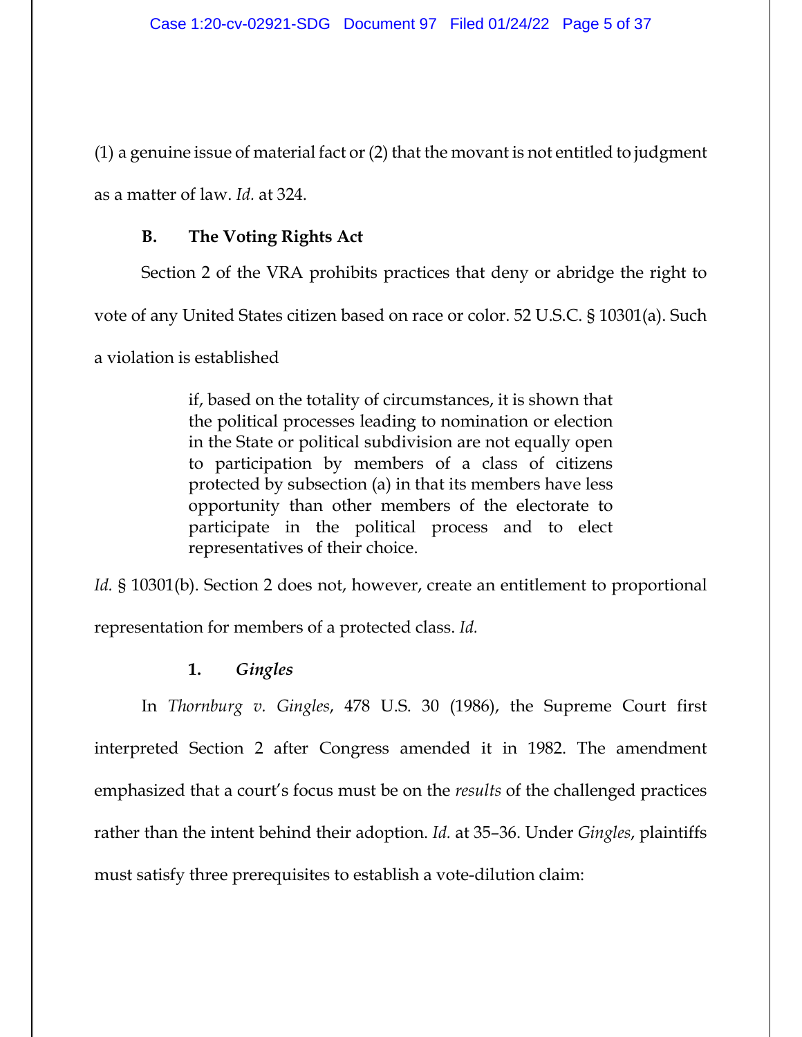(1) a genuine issue of material fact or (2) that the movant is not entitled to judgment as a matter of law. *Id.* at 324.

### B. The Voting Rights Act

Section 2 of the VRA prohibits practices that deny or abridge the right to vote of any United States citizen based on race or color. 52 U.S.C. § 10301(a). Such a violation is established

> if, based on the totality of circumstances, it is shown that the political processes leading to nomination or election in the State or political subdivision are not equally open to participation by members of a class of citizens protected by subsection (a) in that its members have less opportunity than other members of the electorate to participate in the political process and to elect representatives of their choice.

*Id.* § 10301(b). Section 2 does not, however, create an entitlement to proportional representation for members of a protected class. *Id.*

#### 1. *Gingles*

In *Thornburg v. Gingles*, 478 U.S. 30 (1986), the Supreme Court first interpreted Section 2 after Congress amended it in 1982. The amendment emphasized that a court's focus must be on the *results* of the challenged practices rather than the intent behind their adoption. *Id.* at 35–36. Under *Gingles*, plaintiffs must satisfy three prerequisites to establish a vote-dilution claim: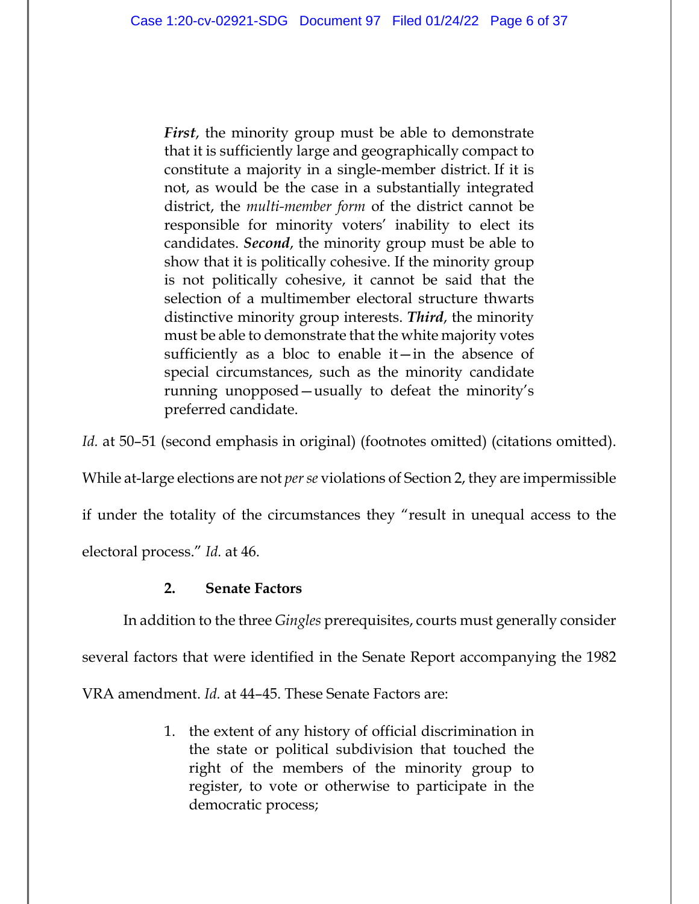> ***First***, the minority group must be able to demonstrate that it is sufficiently large and geographically compact to constitute a majority in a single-member district. If it is not, as would be the case in a substantially integrated district, the *multi-member form* of the district cannot be responsible for minority voters' inability to elect its candidates. ***Second***, the minority group must be able to show that it is politically cohesive. If the minority group is not politically cohesive, it cannot be said that the selection of a multimember electoral structure thwarts distinctive minority group interests. ***Third***, the minority must be able to demonstrate that the white majority votes sufficiently as a bloc to enable it—in the absence of special circumstances, such as the minority candidate running unopposed—usually to defeat the minority's preferred candidate.

*Id.* at 50–51 (second emphasis in original) (footnotes omitted) (citations omitted). While at-large elections are not *per se* violations of Section 2, they are impermissible if under the totality of the circumstances they "result in unequal access to the electoral process." *Id.* at 46.

### 2. Senate Factors

In addition to the three *Gingles* prerequisites, courts must generally consider several factors that were identified in the Senate Report accompanying the 1982 VRA amendment. *Id.* at 44–45. These Senate Factors are:

> 1. the extent of any history of official discrimination in the state or political subdivision that touched the right of the members of the minority group to register, to vote or otherwise to participate in the democratic process;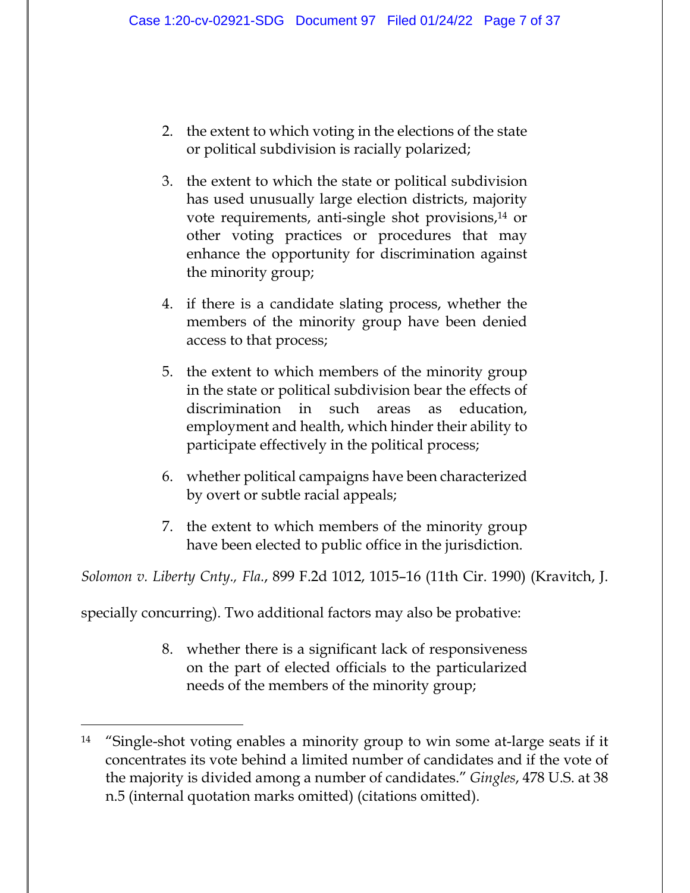2. the extent to which voting in the elections of the state or political subdivision is racially polarized;

3. the extent to which the state or political subdivision has used unusually large election districts, majority vote requirements, anti-single shot provisions,[14] or other voting practices or procedures that may enhance the opportunity for discrimination against the minority group;

4. if there is a candidate slating process, whether the members of the minority group have been denied access to that process;

5. the extent to which members of the minority group in the state or political subdivision bear the effects of discrimination in such areas as education, employment and health, which hinder their ability to participate effectively in the political process;

6. whether political campaigns have been characterized by overt or subtle racial appeals;

7. the extent to which members of the minority group have been elected to public office in the jurisdiction.

*Solomon v. Liberty Cnty., Fla.*, 899 F.2d 1012, 1015–16 (11th Cir. 1990) (Kravitch, J. specially concurring). Two additional factors may also be probative:

8. whether there is a significant lack of responsiveness on the part of elected officials to the particularized needs of the members of the minority group;

---

[14] "Single-shot voting enables a minority group to win some at-large seats if it concentrates its vote behind a limited number of candidates and if the vote of the majority is divided among a number of candidates." *Gingles*, 478 U.S. at 38 n.5 (internal quotation marks omitted) (citations omitted).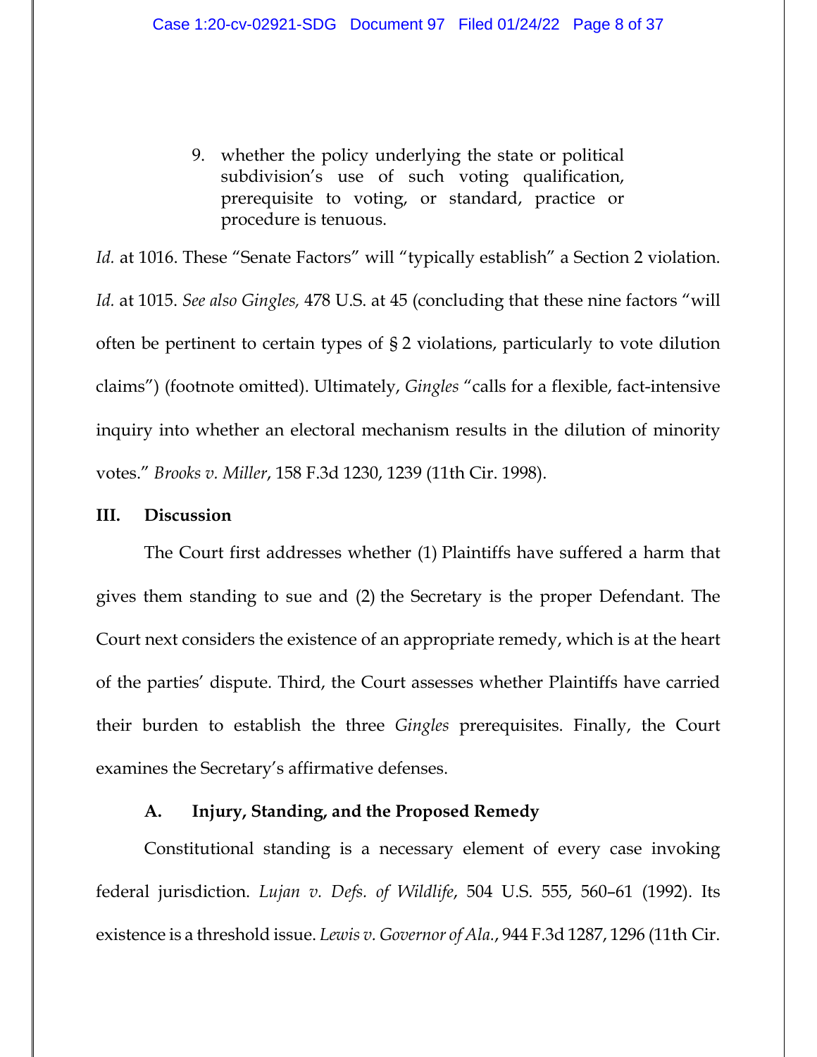9. whether the policy underlying the state or political subdivision's use of such voting qualification, prerequisite to voting, or standard, practice or procedure is tenuous.

*Id.* at 1016. These "Senate Factors" will "typically establish" a Section 2 violation. *Id.* at 1015. *See also Gingles,* 478 U.S. at 45 (concluding that these nine factors "will often be pertinent to certain types of § 2 violations, particularly to vote dilution claims") (footnote omitted). Ultimately, *Gingles* "calls for a flexible, fact-intensive inquiry into whether an electoral mechanism results in the dilution of minority votes." *Brooks v. Miller*, 158 F.3d 1230, 1239 (11th Cir. 1998).

## III. Discussion

The Court first addresses whether (1) Plaintiffs have suffered a harm that gives them standing to sue and (2) the Secretary is the proper Defendant. The Court next considers the existence of an appropriate remedy, which is at the heart of the parties' dispute. Third, the Court assesses whether Plaintiffs have carried their burden to establish the three *Gingles* prerequisites. Finally, the Court examines the Secretary's affirmative defenses.

### A. Injury, Standing, and the Proposed Remedy

Constitutional standing is a necessary element of every case invoking federal jurisdiction. *Lujan v. Defs. of Wildlife*, 504 U.S. 555, 560–61 (1992). Its existence is a threshold issue. *Lewis v. Governor of Ala.*, 944 F.3d 1287, 1296 (11th Cir.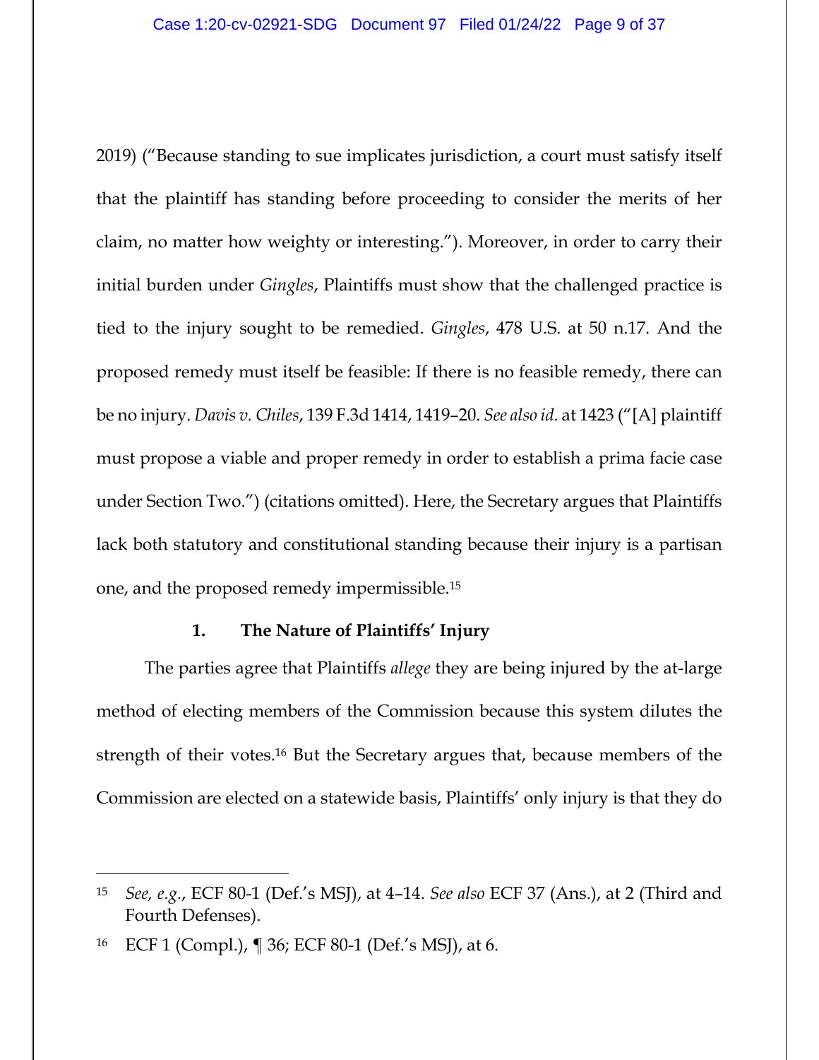2019) ("Because standing to sue implicates jurisdiction, a court must satisfy itself that the plaintiff has standing before proceeding to consider the merits of her claim, no matter how weighty or interesting."). Moreover, in order to carry their initial burden under *Gingles*, Plaintiffs must show that the challenged practice is tied to the injury sought to be remedied. *Gingles*, 478 U.S. at 50 n.17. And the proposed remedy must itself be feasible: If there is no feasible remedy, there can be no injury. *Davis v. Chiles*, 139 F.3d 1414, 1419–20. *See also id.* at 1423 ("[A] plaintiff must propose a viable and proper remedy in order to establish a prima facie case under Section Two.") (citations omitted). Here, the Secretary argues that Plaintiffs lack both statutory and constitutional standing because their injury is a partisan one, and the proposed remedy impermissible.[15]

### 1. The Nature of Plaintiffs' Injury

The parties agree that Plaintiffs *allege* they are being injured by the at-large method of electing members of the Commission because this system dilutes the strength of their votes.[16] But the Secretary argues that, because members of the Commission are elected on a statewide basis, Plaintiffs' only injury is that they do

---

[15] *See, e.g.*, ECF 80-1 (Def.'s MSJ), at 4–14. *See also* ECF 37 (Ans.), at 2 (Third and Fourth Defenses).

[16] ECF 1 (Compl.), ¶ 36; ECF 80-1 (Def.'s MSJ), at 6.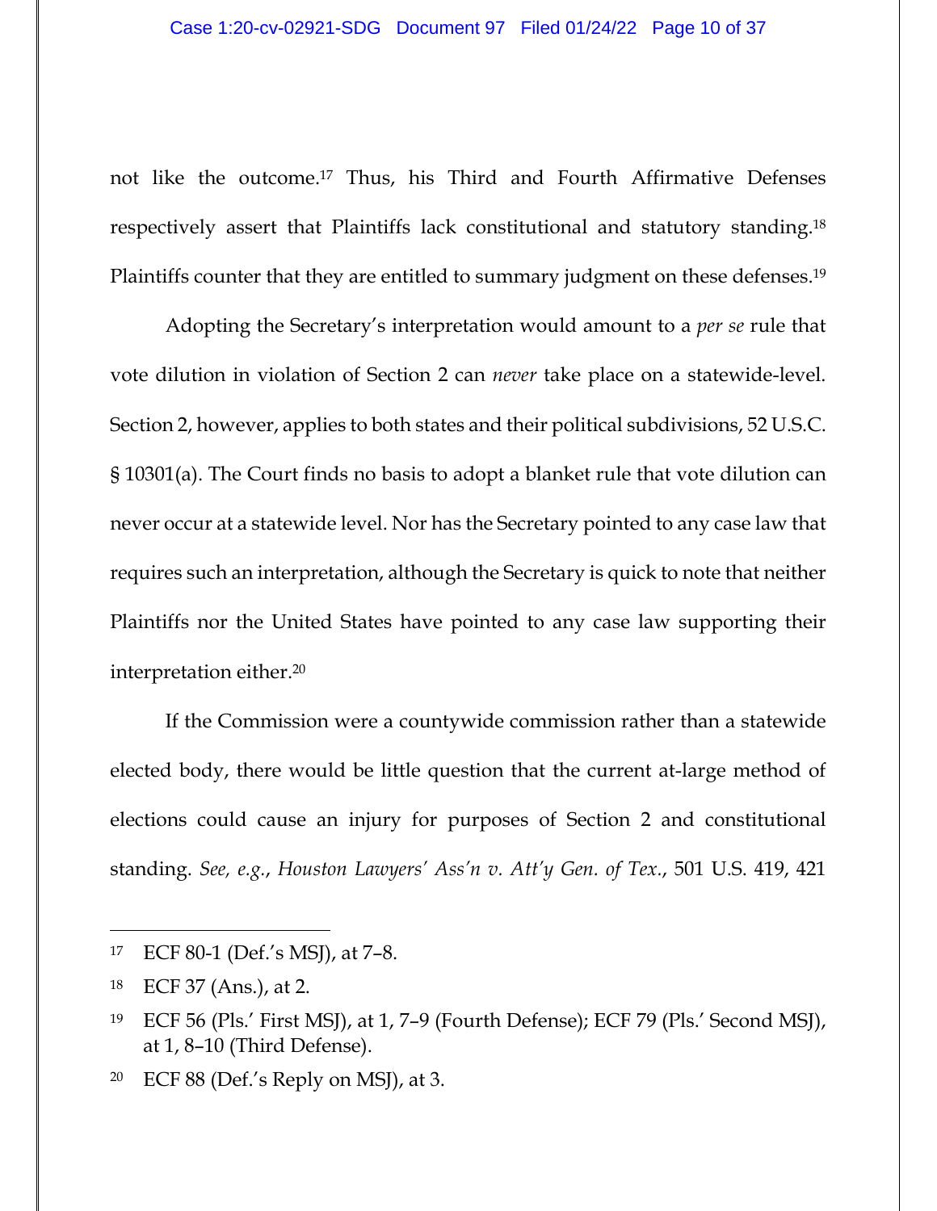not like the outcome.[17] Thus, his Third and Fourth Affirmative Defenses respectively assert that Plaintiffs lack constitutional and statutory standing.[18] Plaintiffs counter that they are entitled to summary judgment on these defenses.[19]

Adopting the Secretary's interpretation would amount to a *per se* rule that vote dilution in violation of Section 2 can *never* take place on a statewide-level. Section 2, however, applies to both states and their political subdivisions, 52 U.S.C. § 10301(a). The Court finds no basis to adopt a blanket rule that vote dilution can never occur at a statewide level. Nor has the Secretary pointed to any case law that requires such an interpretation, although the Secretary is quick to note that neither Plaintiffs nor the United States have pointed to any case law supporting their interpretation either.[20]

If the Commission were a countywide commission rather than a statewide elected body, there would be little question that the current at-large method of elections could cause an injury for purposes of Section 2 and constitutional standing. *See, e.g.*, *Houston Lawyers' Ass'n v. Att'y Gen. of Tex.*, 501 U.S. 419, 421

---

17 ECF 80-1 (Def.'s MSJ), at 7–8.

18 ECF 37 (Ans.), at 2.

19 ECF 56 (Pls.' First MSJ), at 1, 7–9 (Fourth Defense); ECF 79 (Pls.' Second MSJ), at 1, 8–10 (Third Defense).

20 ECF 88 (Def.'s Reply on MSJ), at 3.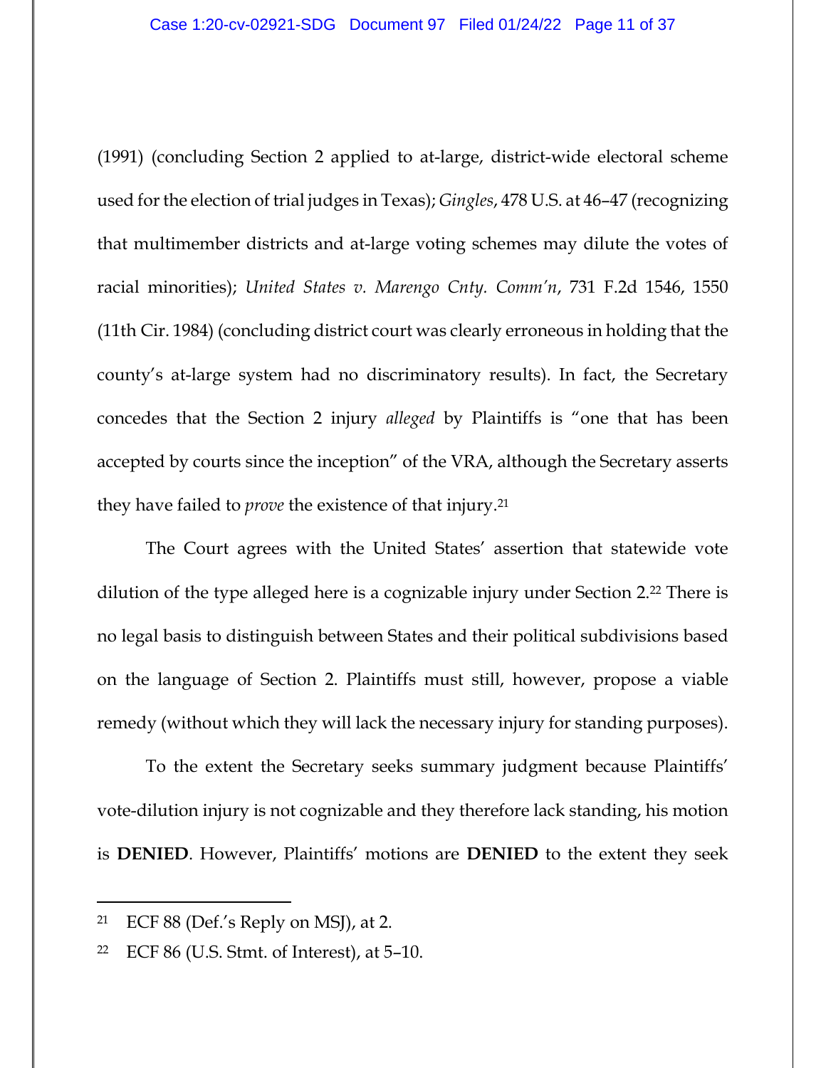(1991) (concluding Section 2 applied to at-large, district-wide electoral scheme used for the election of trial judges in Texas); *Gingles*, 478 U.S. at 46–47 (recognizing that multimember districts and at-large voting schemes may dilute the votes of racial minorities); *United States v. Marengo Cnty. Comm'n*, 731 F.2d 1546, 1550 (11th Cir. 1984) (concluding district court was clearly erroneous in holding that the county's at-large system had no discriminatory results). In fact, the Secretary concedes that the Section 2 injury *alleged* by Plaintiffs is "one that has been accepted by courts since the inception" of the VRA, although the Secretary asserts they have failed to *prove* the existence of that injury.[21]

The Court agrees with the United States' assertion that statewide vote dilution of the type alleged here is a cognizable injury under Section 2.[22] There is no legal basis to distinguish between States and their political subdivisions based on the language of Section 2. Plaintiffs must still, however, propose a viable remedy (without which they will lack the necessary injury for standing purposes).

To the extent the Secretary seeks summary judgment because Plaintiffs' vote-dilution injury is not cognizable and they therefore lack standing, his motion is **DENIED**. However, Plaintiffs' motions are **DENIED** to the extent they seek

---

[21] ECF 88 (Def.'s Reply on MSJ), at 2.

[22] ECF 86 (U.S. Stmt. of Interest), at 5–10.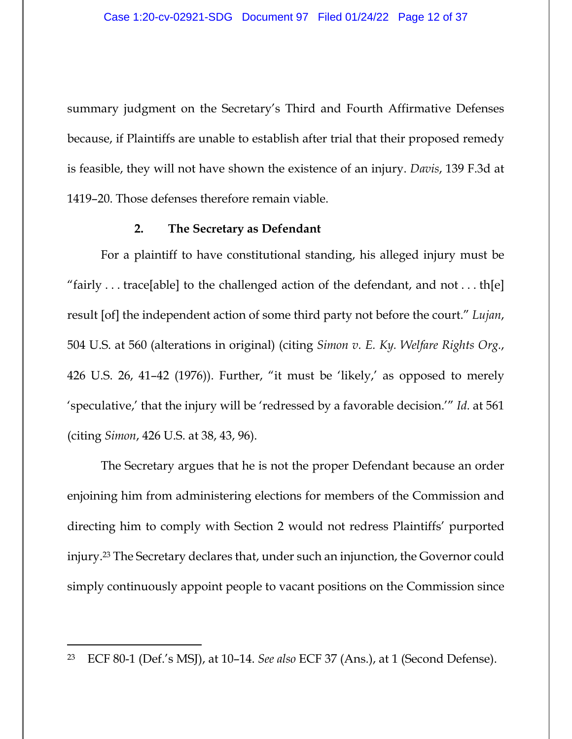summary judgment on the Secretary's Third and Fourth Affirmative Defenses because, if Plaintiffs are unable to establish after trial that their proposed remedy is feasible, they will not have shown the existence of an injury. *Davis*, 139 F.3d at 1419–20. Those defenses therefore remain viable.

### 2. The Secretary as Defendant

For a plaintiff to have constitutional standing, his alleged injury must be "fairly . . . trace[able] to the challenged action of the defendant, and not . . . th[e] result [of] the independent action of some third party not before the court." *Lujan*, 504 U.S. at 560 (alterations in original) (citing *Simon v. E. Ky. Welfare Rights Org.*, 426 U.S. 26, 41–42 (1976)). Further, "it must be 'likely,' as opposed to merely 'speculative,' that the injury will be 'redressed by a favorable decision.'" *Id.* at 561 (citing *Simon*, 426 U.S. at 38, 43, 96).

The Secretary argues that he is not the proper Defendant because an order enjoining him from administering elections for members of the Commission and directing him to comply with Section 2 would not redress Plaintiffs' purported injury.[23] The Secretary declares that, under such an injunction, the Governor could simply continuously appoint people to vacant positions on the Commission since

---

[23] ECF 80-1 (Def.'s MSJ), at 10–14. *See also* ECF 37 (Ans.), at 1 (Second Defense).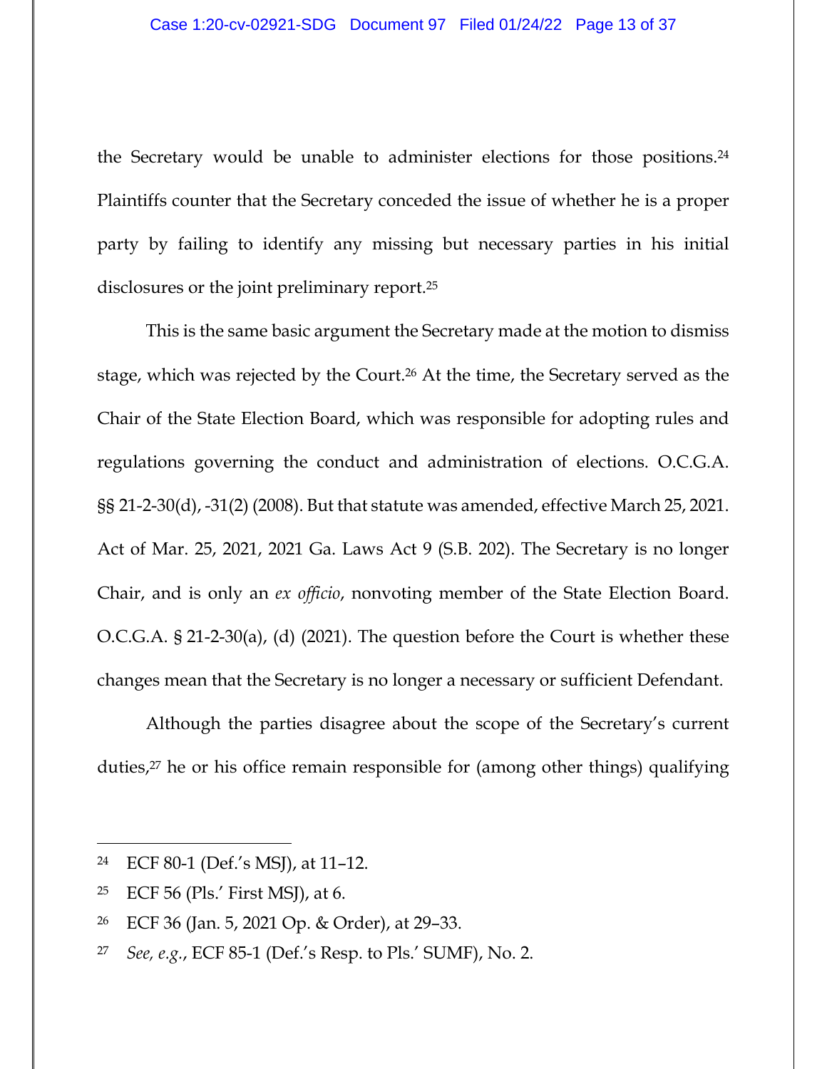the Secretary would be unable to administer elections for those positions.[24] Plaintiffs counter that the Secretary conceded the issue of whether he is a proper party by failing to identify any missing but necessary parties in his initial disclosures or the joint preliminary report.[25]

This is the same basic argument the Secretary made at the motion to dismiss stage, which was rejected by the Court.[26] At the time, the Secretary served as the Chair of the State Election Board, which was responsible for adopting rules and regulations governing the conduct and administration of elections. O.C.G.A. §§ 21-2-30(d), -31(2) (2008). But that statute was amended, effective March 25, 2021. Act of Mar. 25, 2021, 2021 Ga. Laws Act 9 (S.B. 202). The Secretary is no longer Chair, and is only an *ex officio*, nonvoting member of the State Election Board. O.C.G.A. § 21-2-30(a), (d) (2021). The question before the Court is whether these changes mean that the Secretary is no longer a necessary or sufficient Defendant.

Although the parties disagree about the scope of the Secretary's current duties,[27] he or his office remain responsible for (among other things) qualifying

---

[24] ECF 80-1 (Def.'s MSJ), at 11–12.

[25] ECF 56 (Pls.' First MSJ), at 6.

[26] ECF 36 (Jan. 5, 2021 Op. & Order), at 29–33.

[27] *See, e.g.*, ECF 85-1 (Def.'s Resp. to Pls.' SUMF), No. 2.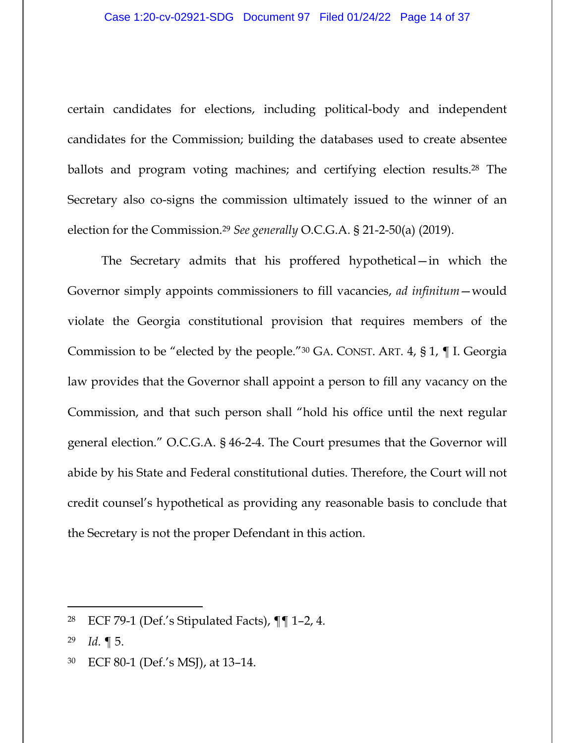certain candidates for elections, including political-body and independent candidates for the Commission; building the databases used to create absentee ballots and program voting machines; and certifying election results.[28] The Secretary also co-signs the commission ultimately issued to the winner of an election for the Commission.[29] *See generally* O.C.G.A. § 21-2-50(a) (2019).

The Secretary admits that his proffered hypothetical—in which the Governor simply appoints commissioners to fill vacancies, *ad infinitum*—would violate the Georgia constitutional provision that requires members of the Commission to be "elected by the people."[30] GA. CONST. ART. 4, § 1, ¶ I. Georgia law provides that the Governor shall appoint a person to fill any vacancy on the Commission, and that such person shall "hold his office until the next regular general election." O.C.G.A. § 46-2-4. The Court presumes that the Governor will abide by his State and Federal constitutional duties. Therefore, the Court will not credit counsel's hypothetical as providing any reasonable basis to conclude that the Secretary is not the proper Defendant in this action.

---

[28] ECF 79-1 (Def.'s Stipulated Facts), ¶¶ 1–2, 4.

[29] *Id.* ¶ 5.

[30] ECF 80-1 (Def.'s MSJ), at 13–14.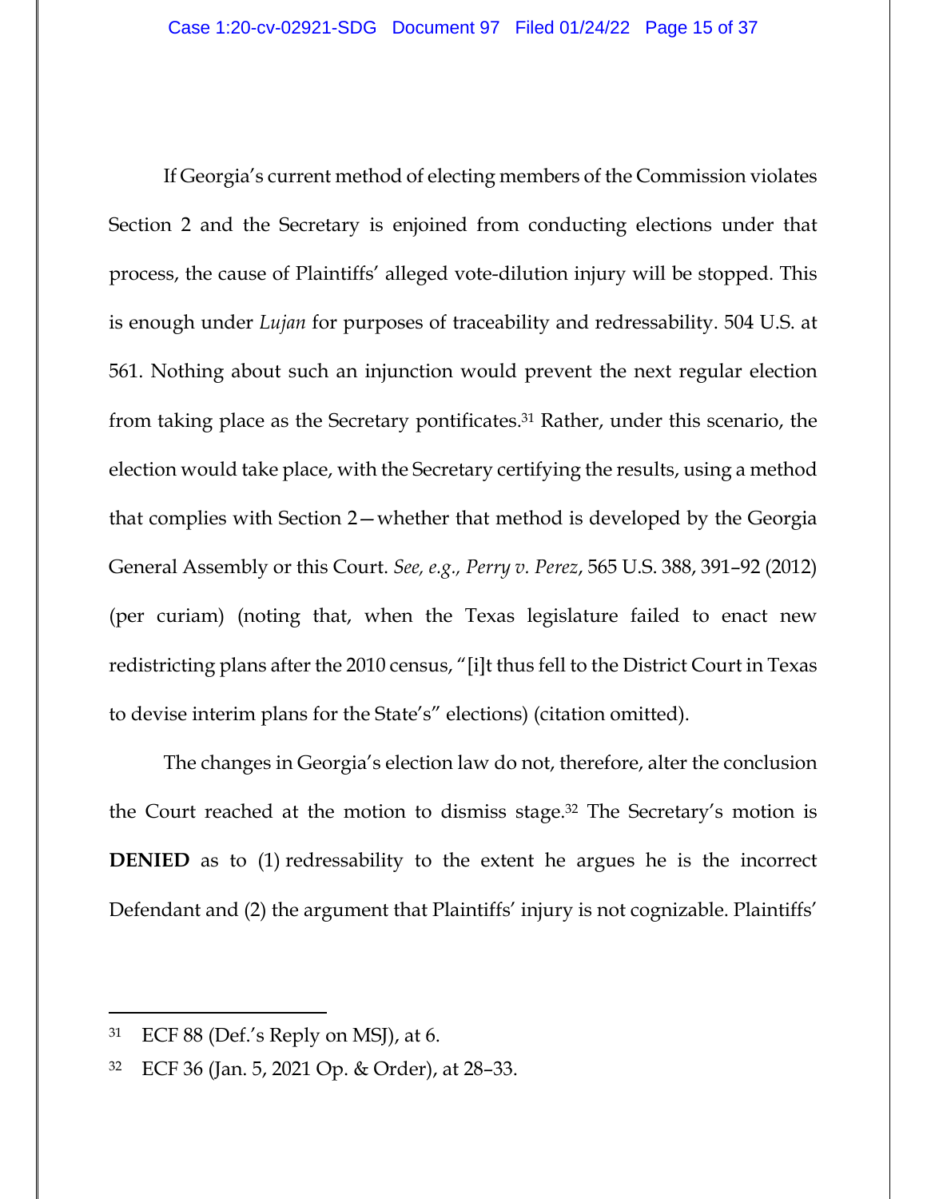If Georgia's current method of electing members of the Commission violates Section 2 and the Secretary is enjoined from conducting elections under that process, the cause of Plaintiffs' alleged vote-dilution injury will be stopped. This is enough under *Lujan* for purposes of traceability and redressability. 504 U.S. at 561. Nothing about such an injunction would prevent the next regular election from taking place as the Secretary pontificates.[31] Rather, under this scenario, the election would take place, with the Secretary certifying the results, using a method that complies with Section 2—whether that method is developed by the Georgia General Assembly or this Court. *See, e.g.*, *Perry v. Perez*, 565 U.S. 388, 391–92 (2012) (per curiam) (noting that, when the Texas legislature failed to enact new redistricting plans after the 2010 census, "[i]t thus fell to the District Court in Texas to devise interim plans for the State's" elections) (citation omitted).

The changes in Georgia's election law do not, therefore, alter the conclusion the Court reached at the motion to dismiss stage.[32] The Secretary's motion is **DENIED** as to (1) redressability to the extent he argues he is the incorrect Defendant and (2) the argument that Plaintiffs' injury is not cognizable. Plaintiffs'

---

[31] ECF 88 (Def.'s Reply on MSJ), at 6.

[32] ECF 36 (Jan. 5, 2021 Op. & Order), at 28–33.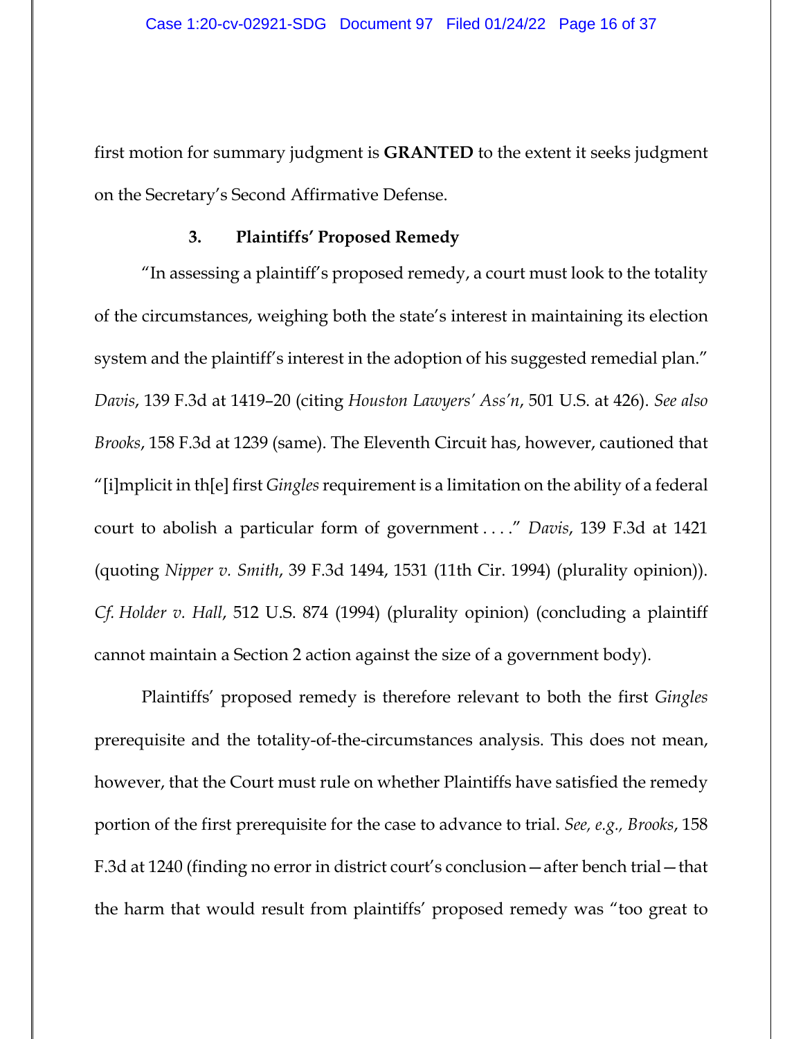first motion for summary judgment is **GRANTED** to the extent it seeks judgment on the Secretary's Second Affirmative Defense.

### 3. Plaintiffs' Proposed Remedy

"In assessing a plaintiff's proposed remedy, a court must look to the totality of the circumstances, weighing both the state's interest in maintaining its election system and the plaintiff's interest in the adoption of his suggested remedial plan." *Davis*, 139 F.3d at 1419–20 (citing *Houston Lawyers' Ass'n*, 501 U.S. at 426). *See also Brooks*, 158 F.3d at 1239 (same). The Eleventh Circuit has, however, cautioned that "[i]mplicit in th[e] first *Gingles* requirement is a limitation on the ability of a federal court to abolish a particular form of government . . . ." *Davis*, 139 F.3d at 1421 (quoting *Nipper v. Smith*, 39 F.3d 1494, 1531 (11th Cir. 1994) (plurality opinion)). *Cf. Holder v. Hall*, 512 U.S. 874 (1994) (plurality opinion) (concluding a plaintiff cannot maintain a Section 2 action against the size of a government body).

Plaintiffs' proposed remedy is therefore relevant to both the first *Gingles* prerequisite and the totality-of-the-circumstances analysis. This does not mean, however, that the Court must rule on whether Plaintiffs have satisfied the remedy portion of the first prerequisite for the case to advance to trial. *See, e.g., Brooks*, 158 F.3d at 1240 (finding no error in district court's conclusion—after bench trial—that the harm that would result from plaintiffs' proposed remedy was "too great to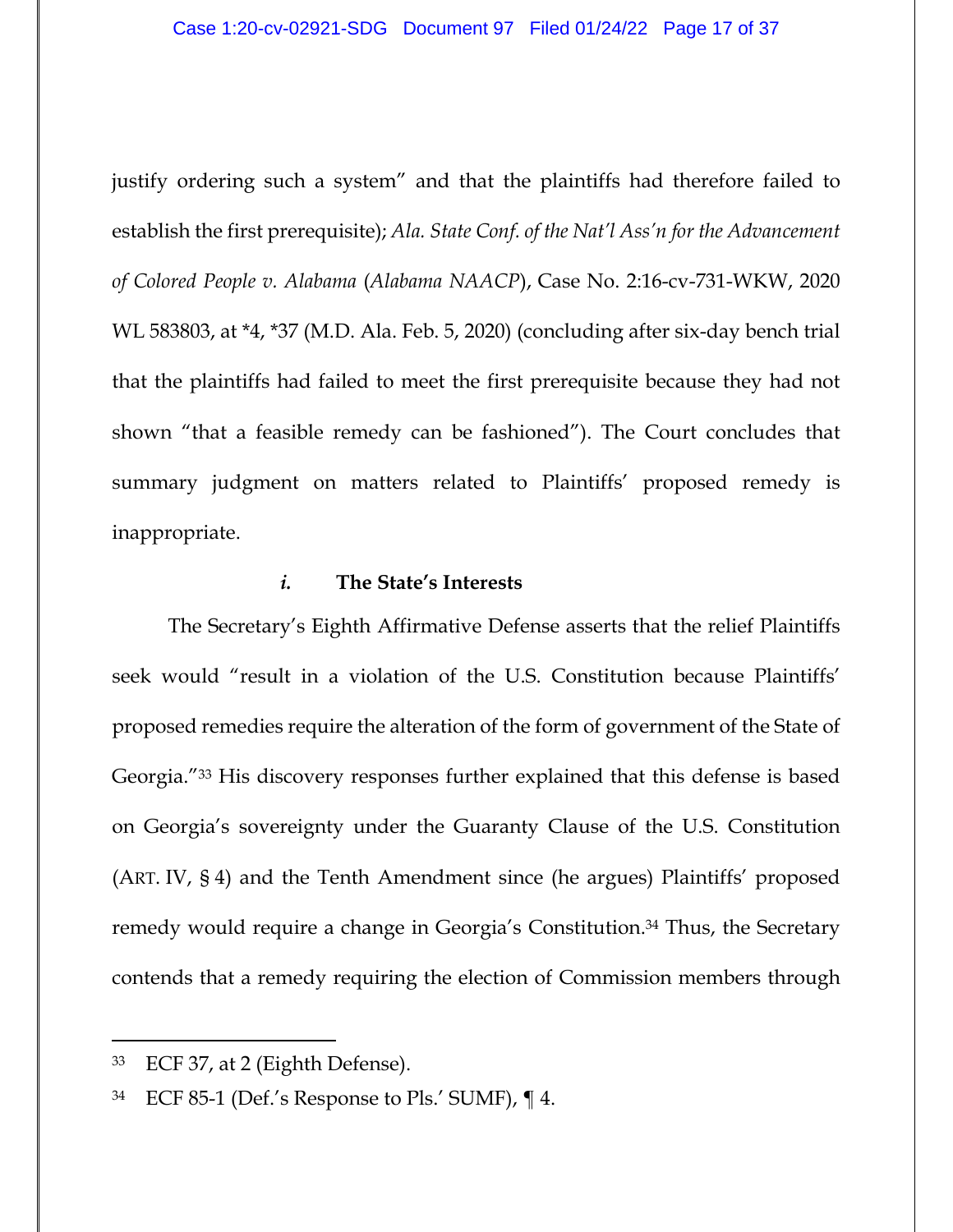justify ordering such a system" and that the plaintiffs had therefore failed to establish the first prerequisite); *Ala. State Conf. of the Nat'l Ass'n for the Advancement of Colored People v. Alabama* (*Alabama NAACP*), Case No. 2:16-cv-731-WKW, 2020 WL 583803, at *4, *37 (M.D. Ala. Feb. 5, 2020) (concluding after six-day bench trial that the plaintiffs had failed to meet the first prerequisite because they had not shown "that a feasible remedy can be fashioned"). The Court concludes that summary judgment on matters related to Plaintiffs' proposed remedy is inappropriate.

#### *i.* The State's Interests

The Secretary's Eighth Affirmative Defense asserts that the relief Plaintiffs seek would "result in a violation of the U.S. Constitution because Plaintiffs' proposed remedies require the alteration of the form of government of the State of Georgia."[33] His discovery responses further explained that this defense is based on Georgia's sovereignty under the Guaranty Clause of the U.S. Constitution (ART. IV, § 4) and the Tenth Amendment since (he argues) Plaintiffs' proposed remedy would require a change in Georgia's Constitution.[34] Thus, the Secretary contends that a remedy requiring the election of Commission members through

---

[33] ECF 37, at 2 (Eighth Defense).

[34] ECF 85-1 (Def.'s Response to Pls.' SUMF), ¶ 4.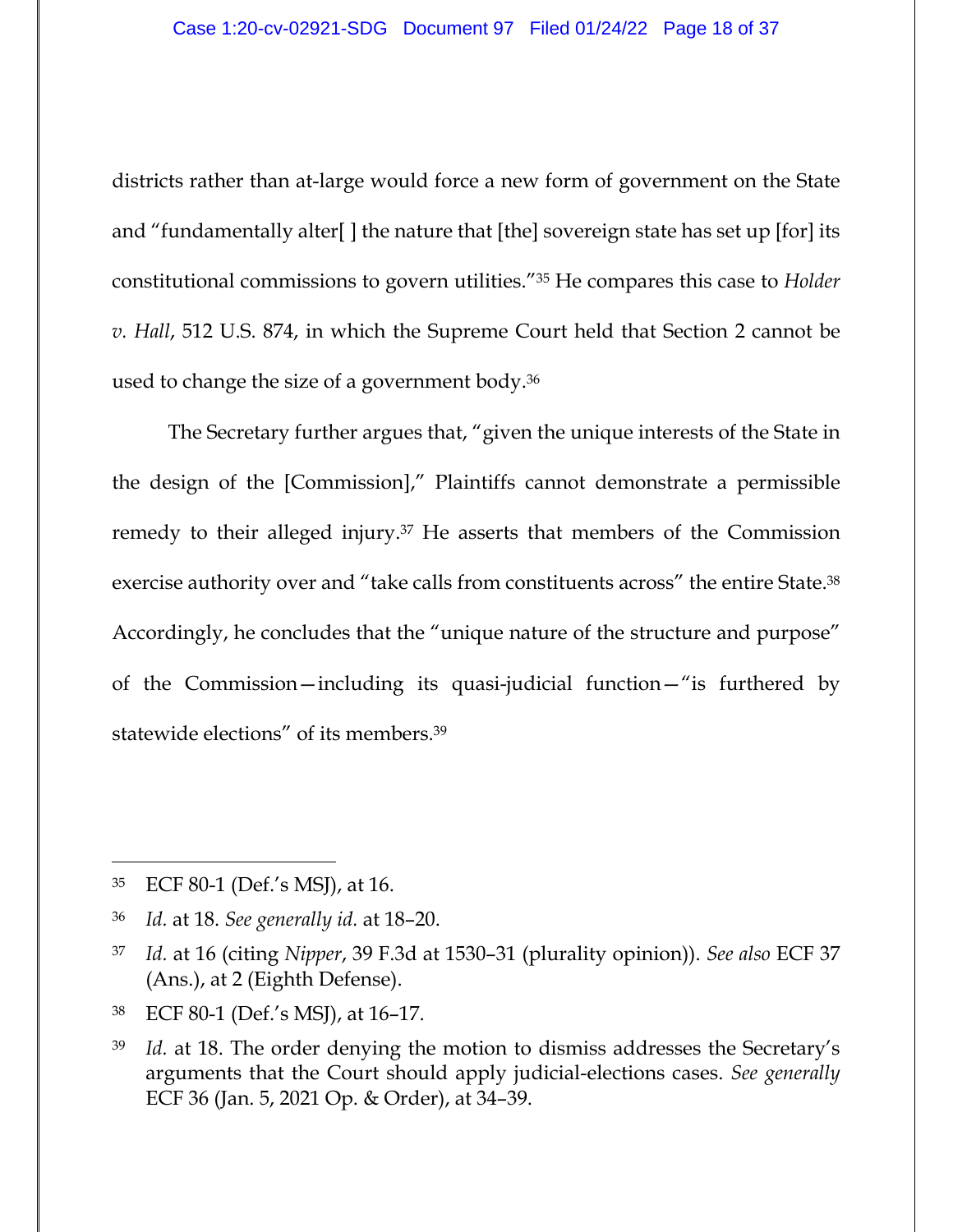districts rather than at-large would force a new form of government on the State and "fundamentally alter[ ] the nature that [the] sovereign state has set up [for] its constitutional commissions to govern utilities."[35] He compares this case to *Holder v. Hall*, 512 U.S. 874, in which the Supreme Court held that Section 2 cannot be used to change the size of a government body.[36]

The Secretary further argues that, "given the unique interests of the State in the design of the [Commission]," Plaintiffs cannot demonstrate a permissible remedy to their alleged injury.[37] He asserts that members of the Commission exercise authority over and "take calls from constituents across" the entire State.[38] Accordingly, he concludes that the "unique nature of the structure and purpose" of the Commission—including its quasi-judicial function—"is furthered by statewide elections" of its members.[39]

---

[35] ECF 80-1 (Def.'s MSJ), at 16.

[36] *Id.* at 18. *See generally id.* at 18–20.

[37] *Id.* at 16 (citing *Nipper*, 39 F.3d at 1530–31 (plurality opinion)). *See also* ECF 37 (Ans.), at 2 (Eighth Defense).

[38] ECF 80-1 (Def.'s MSJ), at 16–17.

[39] *Id.* at 18. The order denying the motion to dismiss addresses the Secretary's arguments that the Court should apply judicial-elections cases. *See generally* ECF 36 (Jan. 5, 2021 Op. & Order), at 34–39.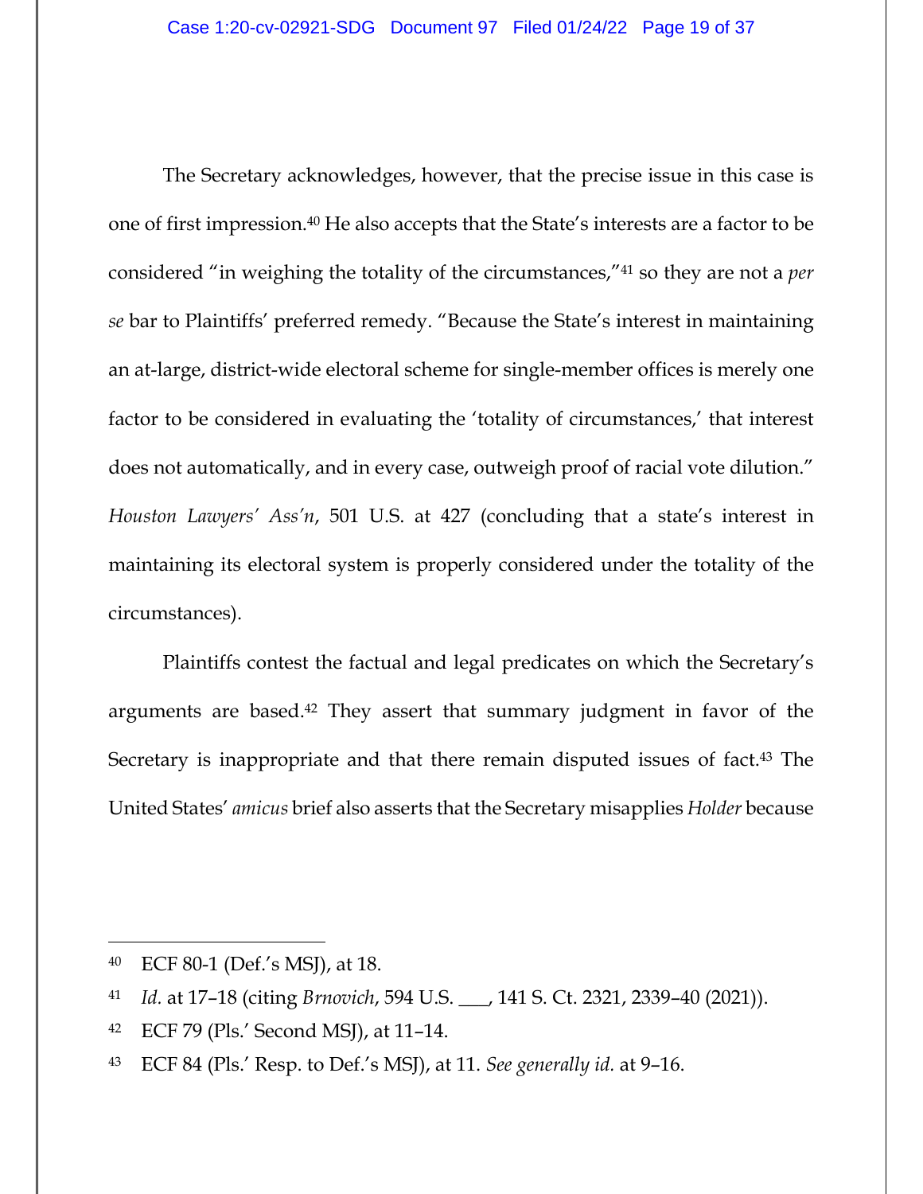The Secretary acknowledges, however, that the precise issue in this case is one of first impression.[40] He also accepts that the State's interests are a factor to be considered "in weighing the totality of the circumstances,"[41] so they are not a *per se* bar to Plaintiffs' preferred remedy. "Because the State's interest in maintaining an at-large, district-wide electoral scheme for single-member offices is merely one factor to be considered in evaluating the 'totality of circumstances,' that interest does not automatically, and in every case, outweigh proof of racial vote dilution." *Houston Lawyers' Ass'n*, 501 U.S. at 427 (concluding that a state's interest in maintaining its electoral system is properly considered under the totality of the circumstances).

Plaintiffs contest the factual and legal predicates on which the Secretary's arguments are based.[42] They assert that summary judgment in favor of the Secretary is inappropriate and that there remain disputed issues of fact.[43] The United States' *amicus* brief also asserts that the Secretary misapplies *Holder* because

---

[40] ECF 80-1 (Def.'s MSJ), at 18.

[41] *Id.* at 17–18 (citing *Brnovich*, 594 U.S. ___, 141 S. Ct. 2321, 2339–40 (2021)).

[42] ECF 79 (Pls.' Second MSJ), at 11–14.

[43] ECF 84 (Pls.' Resp. to Def.'s MSJ), at 11. *See generally id.* at 9–16.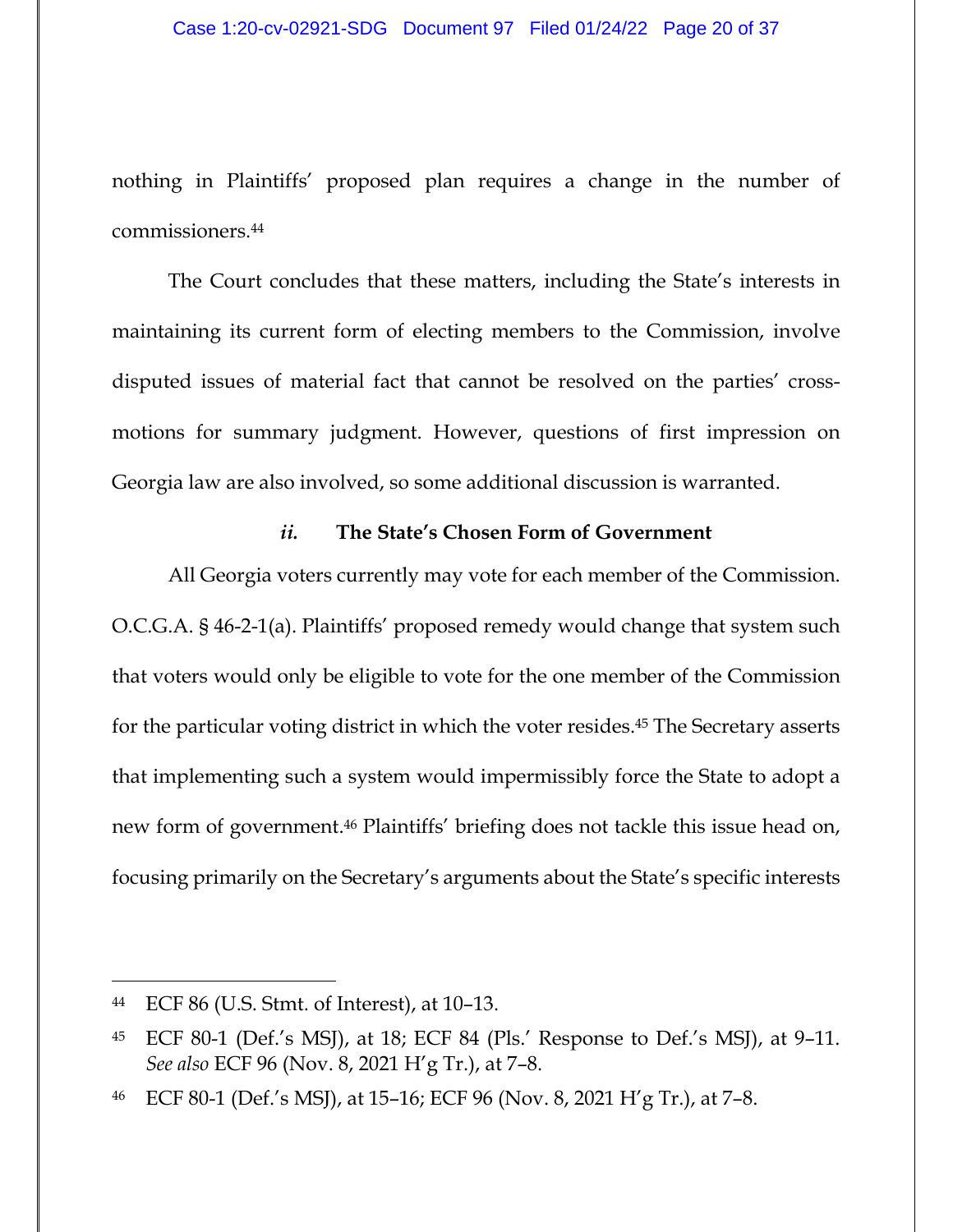nothing in Plaintiffs' proposed plan requires a change in the number of commissioners.[44]

The Court concludes that these matters, including the State's interests in maintaining its current form of electing members to the Commission, involve disputed issues of material fact that cannot be resolved on the parties' cross-motions for summary judgment. However, questions of first impression on Georgia law are also involved, so some additional discussion is warranted.

#### *ii.* The State's Chosen Form of Government

All Georgia voters currently may vote for each member of the Commission. O.C.G.A. § 46-2-1(a). Plaintiffs' proposed remedy would change that system such that voters would only be eligible to vote for the one member of the Commission for the particular voting district in which the voter resides.[45] The Secretary asserts that implementing such a system would impermissibly force the State to adopt a new form of government.[46] Plaintiffs' briefing does not tackle this issue head on, focusing primarily on the Secretary's arguments about the State's specific interests

---

[44] ECF 86 (U.S. Stmt. of Interest), at 10–13.

[45] ECF 80-1 (Def.'s MSJ), at 18; ECF 84 (Pls.' Response to Def.'s MSJ), at 9–11. *See also* ECF 96 (Nov. 8, 2021 H'g Tr.), at 7–8.

[46] ECF 80-1 (Def.'s MSJ), at 15–16; ECF 96 (Nov. 8, 2021 H'g Tr.), at 7–8.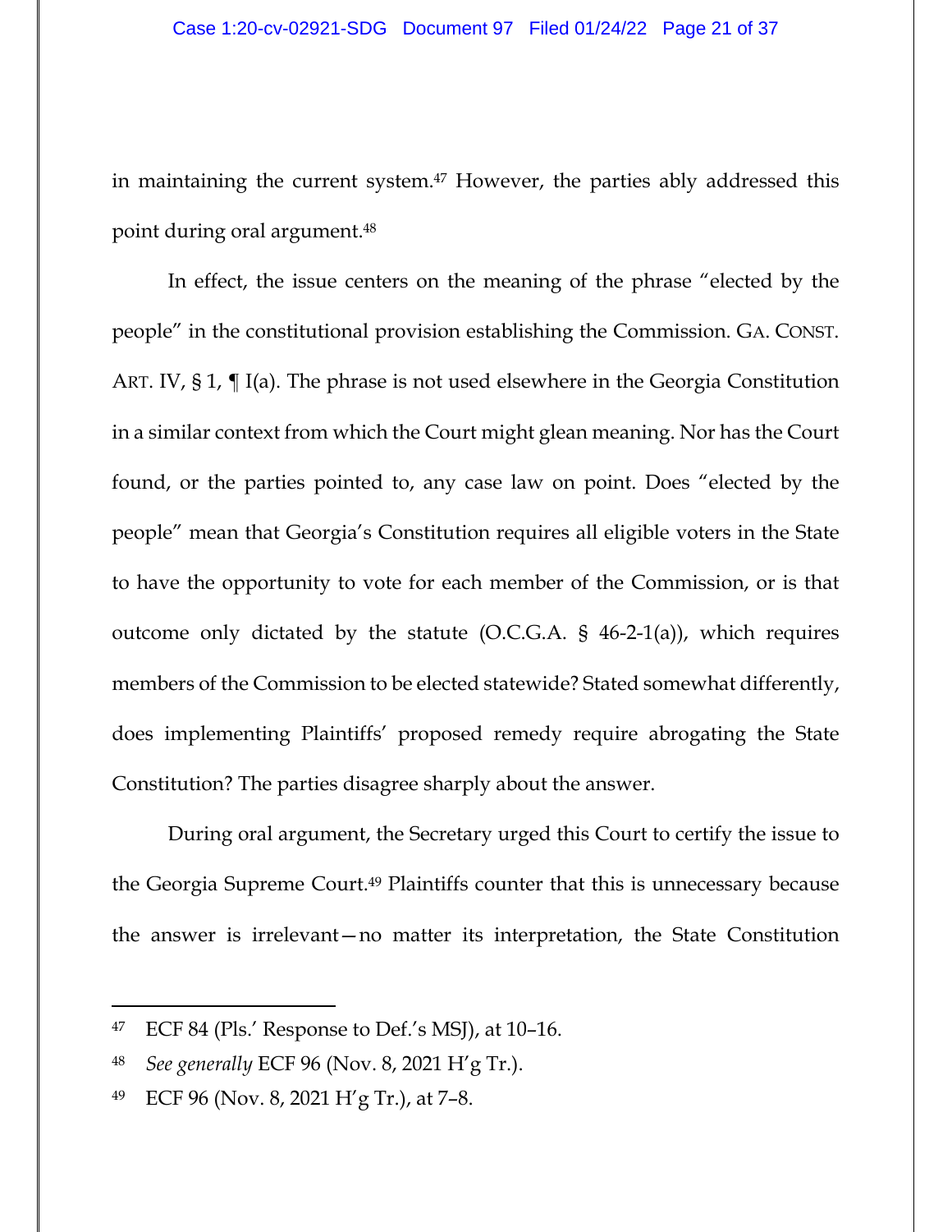in maintaining the current system.[47] However, the parties ably addressed this point during oral argument.[48]

In effect, the issue centers on the meaning of the phrase "elected by the people" in the constitutional provision establishing the Commission. GA. CONST. ART. IV, § 1, ¶ I(a). The phrase is not used elsewhere in the Georgia Constitution in a similar context from which the Court might glean meaning. Nor has the Court found, or the parties pointed to, any case law on point. Does "elected by the people" mean that Georgia's Constitution requires all eligible voters in the State to have the opportunity to vote for each member of the Commission, or is that outcome only dictated by the statute (O.C.G.A. § 46-2-1(a)), which requires members of the Commission to be elected statewide? Stated somewhat differently, does implementing Plaintiffs' proposed remedy require abrogating the State Constitution? The parties disagree sharply about the answer.

During oral argument, the Secretary urged this Court to certify the issue to the Georgia Supreme Court.[49] Plaintiffs counter that this is unnecessary because the answer is irrelevant—no matter its interpretation, the State Constitution

---

[47] ECF 84 (Pls.' Response to Def.'s MSJ), at 10–16.

[48] *See generally* ECF 96 (Nov. 8, 2021 H'g Tr.).

[49] ECF 96 (Nov. 8, 2021 H'g Tr.), at 7–8.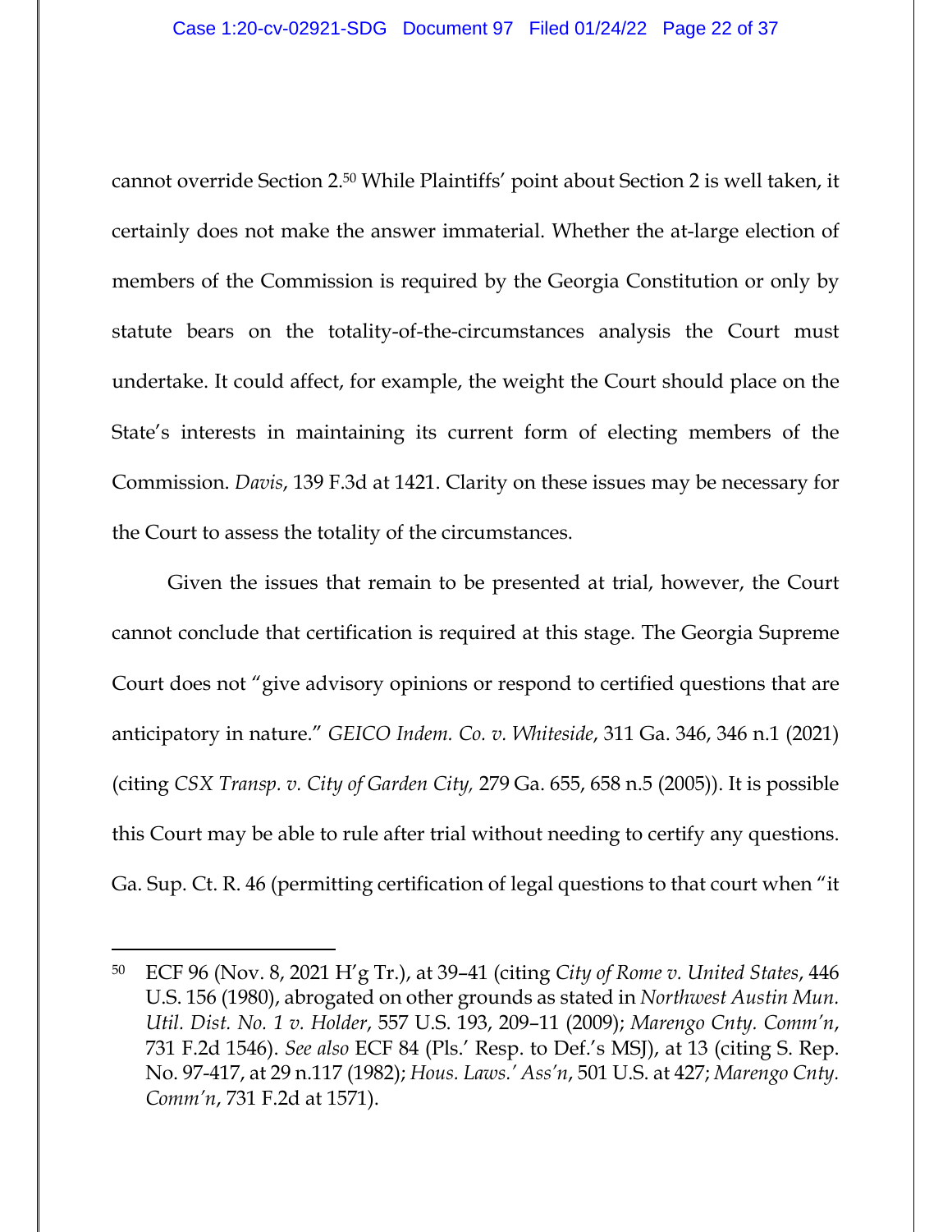cannot override Section 2.[50] While Plaintiffs' point about Section 2 is well taken, it certainly does not make the answer immaterial. Whether the at-large election of members of the Commission is required by the Georgia Constitution or only by statute bears on the totality-of-the-circumstances analysis the Court must undertake. It could affect, for example, the weight the Court should place on the State's interests in maintaining its current form of electing members of the Commission. *Davis*, 139 F.3d at 1421. Clarity on these issues may be necessary for the Court to assess the totality of the circumstances.

Given the issues that remain to be presented at trial, however, the Court cannot conclude that certification is required at this stage. The Georgia Supreme Court does not "give advisory opinions or respond to certified questions that are anticipatory in nature." *GEICO Indem. Co. v. Whiteside*, 311 Ga. 346, 346 n.1 (2021) (citing *CSX Transp. v. City of Garden City,* 279 Ga. 655, 658 n.5 (2005)). It is possible this Court may be able to rule after trial without needing to certify any questions. Ga. Sup. Ct. R. 46 (permitting certification of legal questions to that court when "it

---

[50] ECF 96 (Nov. 8, 2021 H'g Tr.), at 39–41 (citing *City of Rome v. United States*, 446 U.S. 156 (1980), abrogated on other grounds as stated in *Northwest Austin Mun. Util. Dist. No. 1 v. Holder*, 557 U.S. 193, 209–11 (2009); *Marengo Cnty. Comm'n*, 731 F.2d 1546). *See also* ECF 84 (Pls.' Resp. to Def.'s MSJ), at 13 (citing S. Rep. No. 97-417, at 29 n.117 (1982); *Hous. Laws.' Ass'n*, 501 U.S. at 427; *Marengo Cnty. Comm'n*, 731 F.2d at 1571).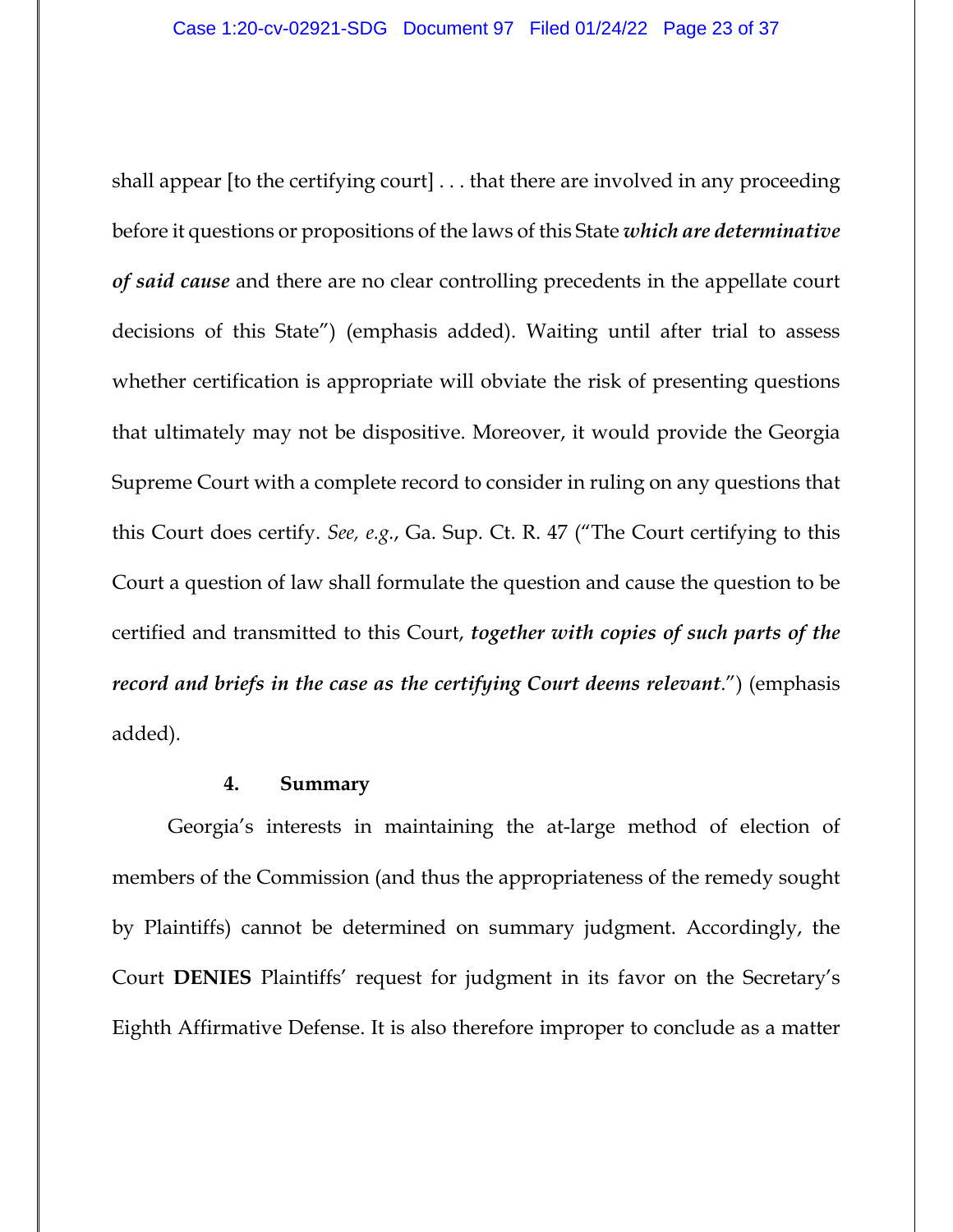shall appear [to the certifying court] . . . that there are involved in any proceeding before it questions or propositions of the laws of this State ***which are determinative of said cause*** and there are no clear controlling precedents in the appellate court decisions of this State") (emphasis added). Waiting until after trial to assess whether certification is appropriate will obviate the risk of presenting questions that ultimately may not be dispositive. Moreover, it would provide the Georgia Supreme Court with a complete record to consider in ruling on any questions that this Court does certify. *See, e.g.*, Ga. Sup. Ct. R. 47 ("The Court certifying to this Court a question of law shall formulate the question and cause the question to be certified and transmitted to this Court, ***together with copies of such parts of the record and briefs in the case as the certifying Court deems relevant***.") (emphasis added).

#### 4. Summary

Georgia's interests in maintaining the at-large method of election of members of the Commission (and thus the appropriateness of the remedy sought by Plaintiffs) cannot be determined on summary judgment. Accordingly, the Court **DENIES** Plaintiffs' request for judgment in its favor on the Secretary's Eighth Affirmative Defense. It is also therefore improper to conclude as a matter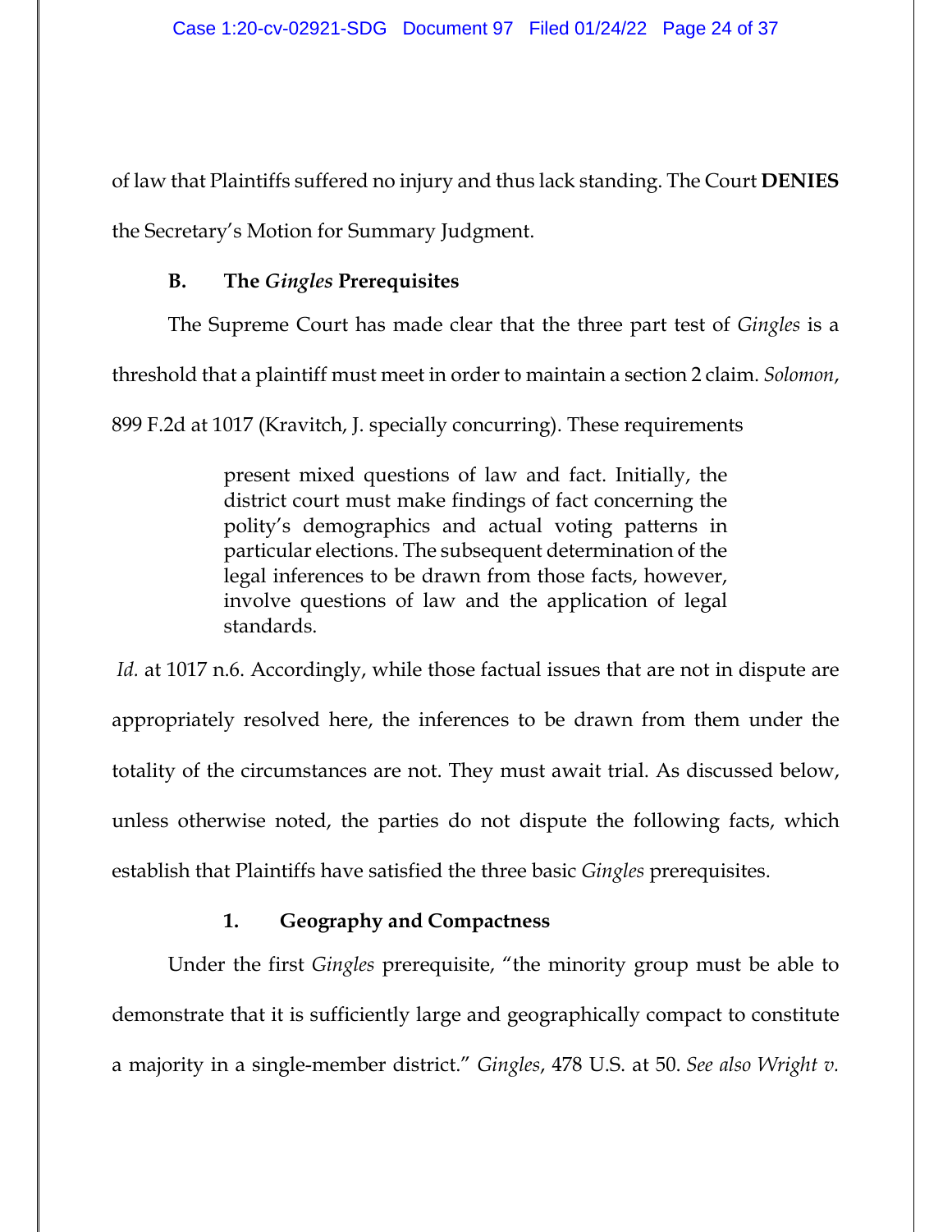of law that Plaintiffs suffered no injury and thus lack standing. The Court **DENIES** the Secretary's Motion for Summary Judgment.

### B. The *Gingles* Prerequisites

The Supreme Court has made clear that the three part test of *Gingles* is a threshold that a plaintiff must meet in order to maintain a section 2 claim. *Solomon*, 899 F.2d at 1017 (Kravitch, J. specially concurring). These requirements

> present mixed questions of law and fact. Initially, the district court must make findings of fact concerning the polity's demographics and actual voting patterns in particular elections. The subsequent determination of the legal inferences to be drawn from those facts, however, involve questions of law and the application of legal standards.

*Id.* at 1017 n.6. Accordingly, while those factual issues that are not in dispute are appropriately resolved here, the inferences to be drawn from them under the totality of the circumstances are not. They must await trial. As discussed below, unless otherwise noted, the parties do not dispute the following facts, which establish that Plaintiffs have satisfied the three basic *Gingles* prerequisites.

#### 1. Geography and Compactness

Under the first *Gingles* prerequisite, "the minority group must be able to demonstrate that it is sufficiently large and geographically compact to constitute a majority in a single-member district." *Gingles*, 478 U.S. at 50. *See also Wright v.*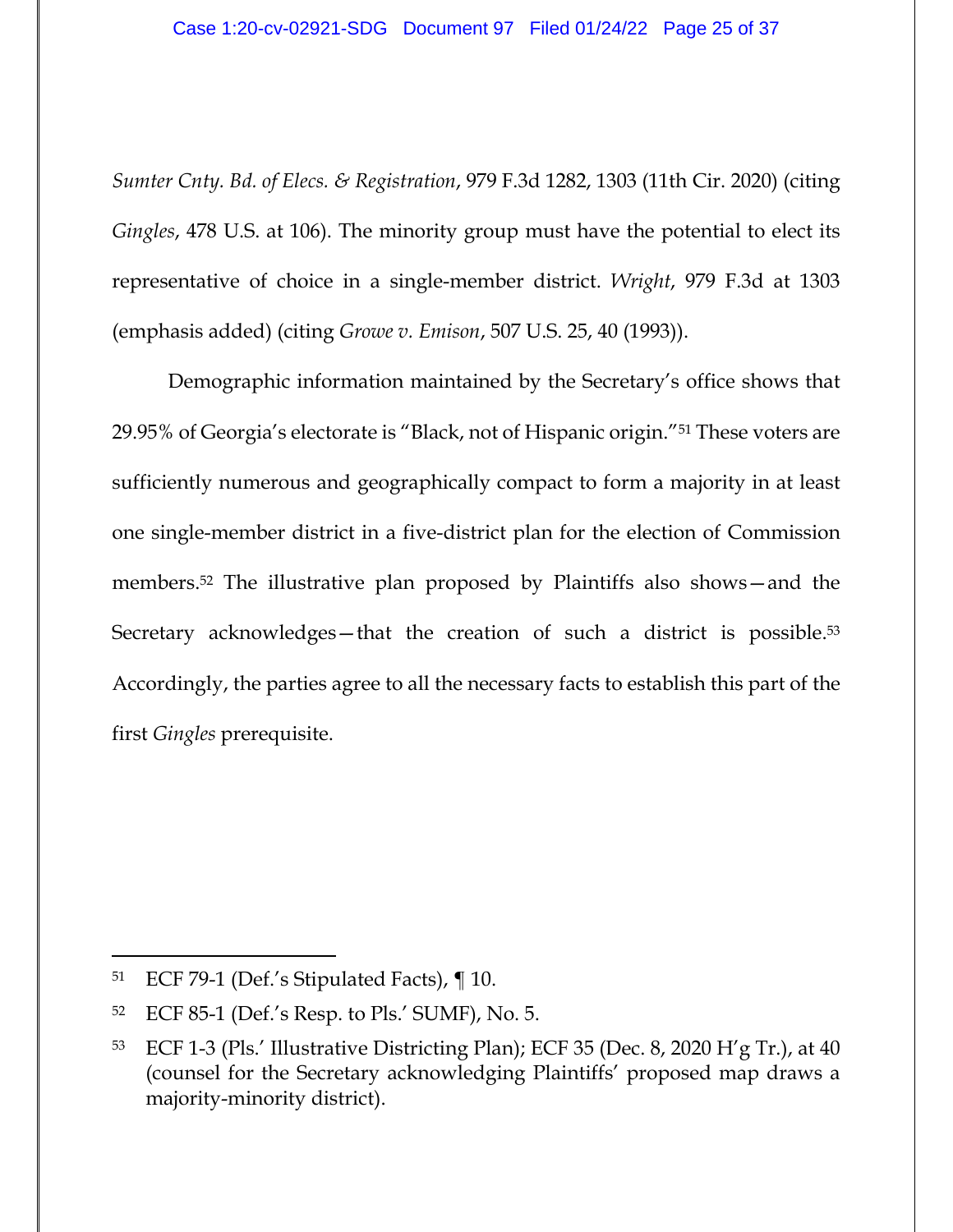*Sumter Cnty. Bd. of Elecs. & Registration*, 979 F.3d 1282, 1303 (11th Cir. 2020) (citing *Gingles*, 478 U.S. at 106). The minority group must have the potential to elect its representative of choice in a single-member district. *Wright*, 979 F.3d at 1303 (emphasis added) (citing *Growe v. Emison*, 507 U.S. 25, 40 (1993)).

Demographic information maintained by the Secretary's office shows that 29.95% of Georgia's electorate is "Black, not of Hispanic origin."[51] These voters are sufficiently numerous and geographically compact to form a majority in at least one single-member district in a five-district plan for the election of Commission members.[52] The illustrative plan proposed by Plaintiffs also shows—and the Secretary acknowledges—that the creation of such a district is possible.[53] Accordingly, the parties agree to all the necessary facts to establish this part of the first *Gingles* prerequisite.

---

[51] ECF 79-1 (Def.'s Stipulated Facts), ¶ 10.

[52] ECF 85-1 (Def.'s Resp. to Pls.' SUMF), No. 5.

[53] ECF 1-3 (Pls.' Illustrative Districting Plan); ECF 35 (Dec. 8, 2020 H'g Tr.), at 40 (counsel for the Secretary acknowledging Plaintiffs' proposed map draws a majority-minority district).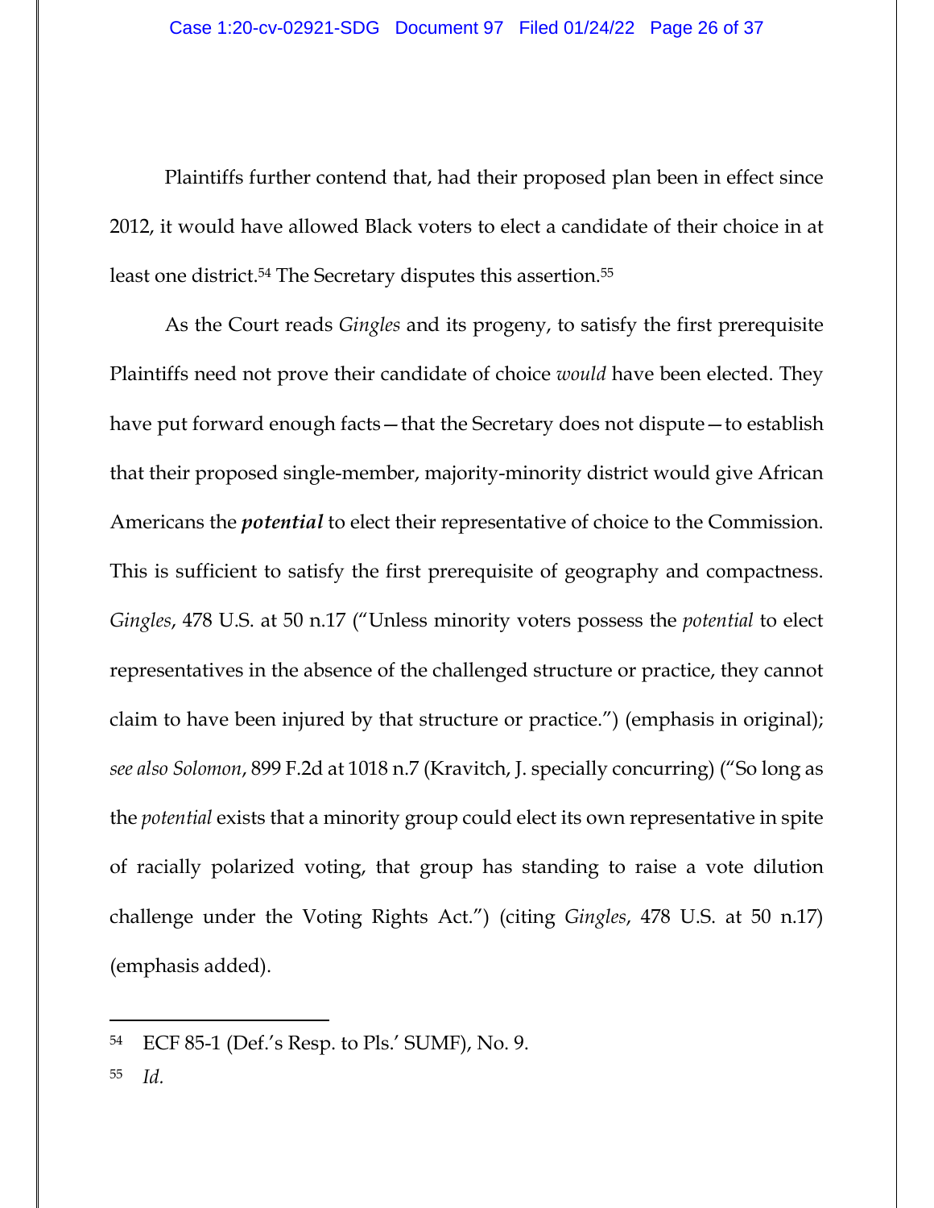Plaintiffs further contend that, had their proposed plan been in effect since 2012, it would have allowed Black voters to elect a candidate of their choice in at least one district.[54] The Secretary disputes this assertion.[55]

As the Court reads *Gingles* and its progeny, to satisfy the first prerequisite Plaintiffs need not prove their candidate of choice *would* have been elected. They have put forward enough facts—that the Secretary does not dispute—to establish that their proposed single-member, majority-minority district would give African Americans the ***potential*** to elect their representative of choice to the Commission. This is sufficient to satisfy the first prerequisite of geography and compactness. *Gingles*, 478 U.S. at 50 n.17 ("Unless minority voters possess the *potential* to elect representatives in the absence of the challenged structure or practice, they cannot claim to have been injured by that structure or practice.") (emphasis in original); *see also Solomon*, 899 F.2d at 1018 n.7 (Kravitch, J. specially concurring) ("So long as the *potential* exists that a minority group could elect its own representative in spite of racially polarized voting, that group has standing to raise a vote dilution challenge under the Voting Rights Act.") (citing *Gingles*, 478 U.S. at 50 n.17) (emphasis added).

---

[54] ECF 85-1 (Def.'s Resp. to Pls.' SUMF), No. 9.

[55] *Id.*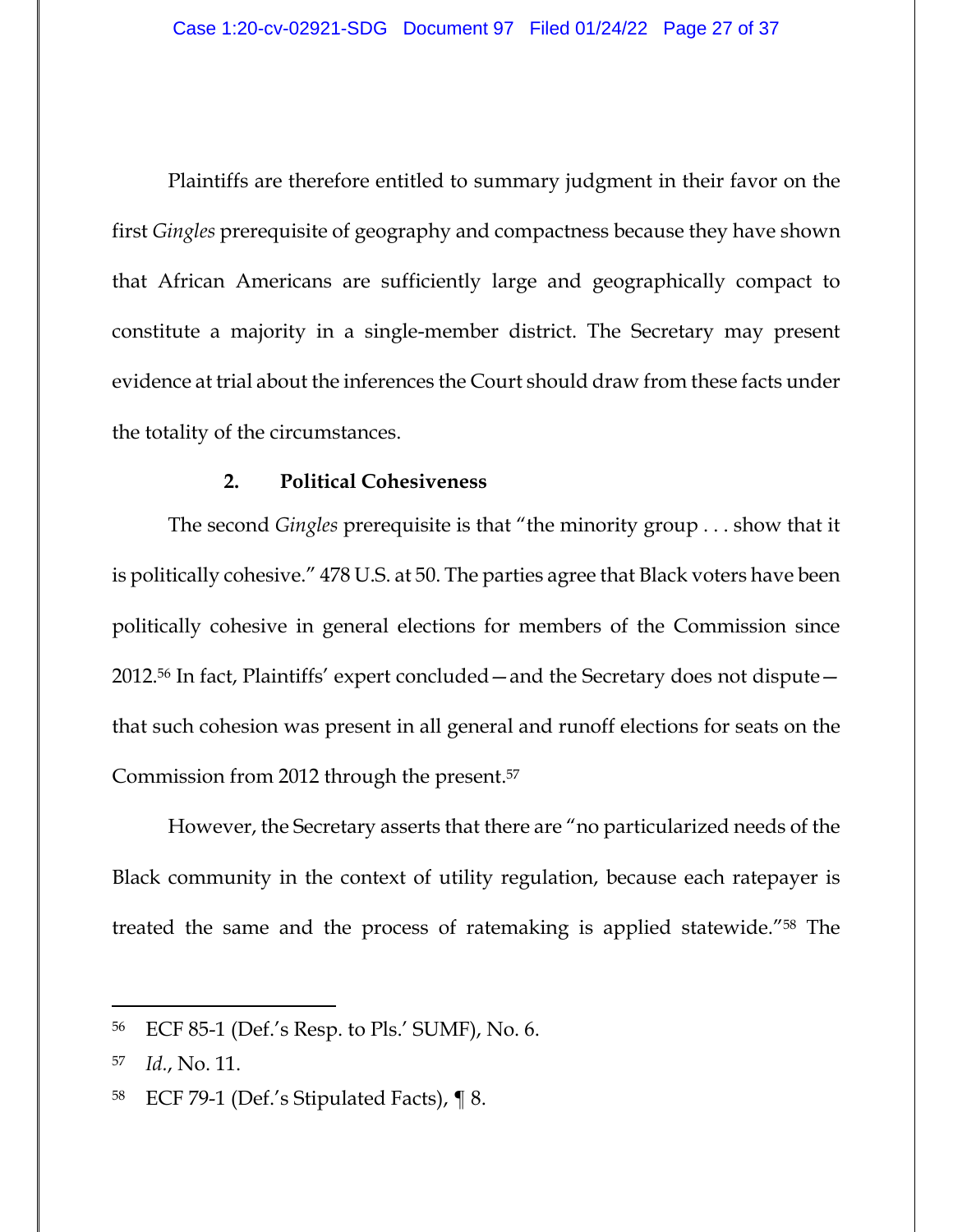Plaintiffs are therefore entitled to summary judgment in their favor on the first *Gingles* prerequisite of geography and compactness because they have shown that African Americans are sufficiently large and geographically compact to constitute a majority in a single-member district. The Secretary may present evidence at trial about the inferences the Court should draw from these facts under the totality of the circumstances.

**2. Political Cohesiveness**

The second *Gingles* prerequisite is that "the minority group . . . show that it is politically cohesive." 478 U.S. at 50. The parties agree that Black voters have been politically cohesive in general elections for members of the Commission since 2012.[56] In fact, Plaintiffs' expert concluded—and the Secretary does not dispute—that such cohesion was present in all general and runoff elections for seats on the Commission from 2012 through the present.[57]

However, the Secretary asserts that there are "no particularized needs of the Black community in the context of utility regulation, because each ratepayer is treated the same and the process of ratemaking is applied statewide."[58] The

---

[56] ECF 85-1 (Def.'s Resp. to Pls.' SUMF), No. 6.

[57] *Id.*, No. 11.

[58] ECF 79-1 (Def.'s Stipulated Facts), ¶ 8.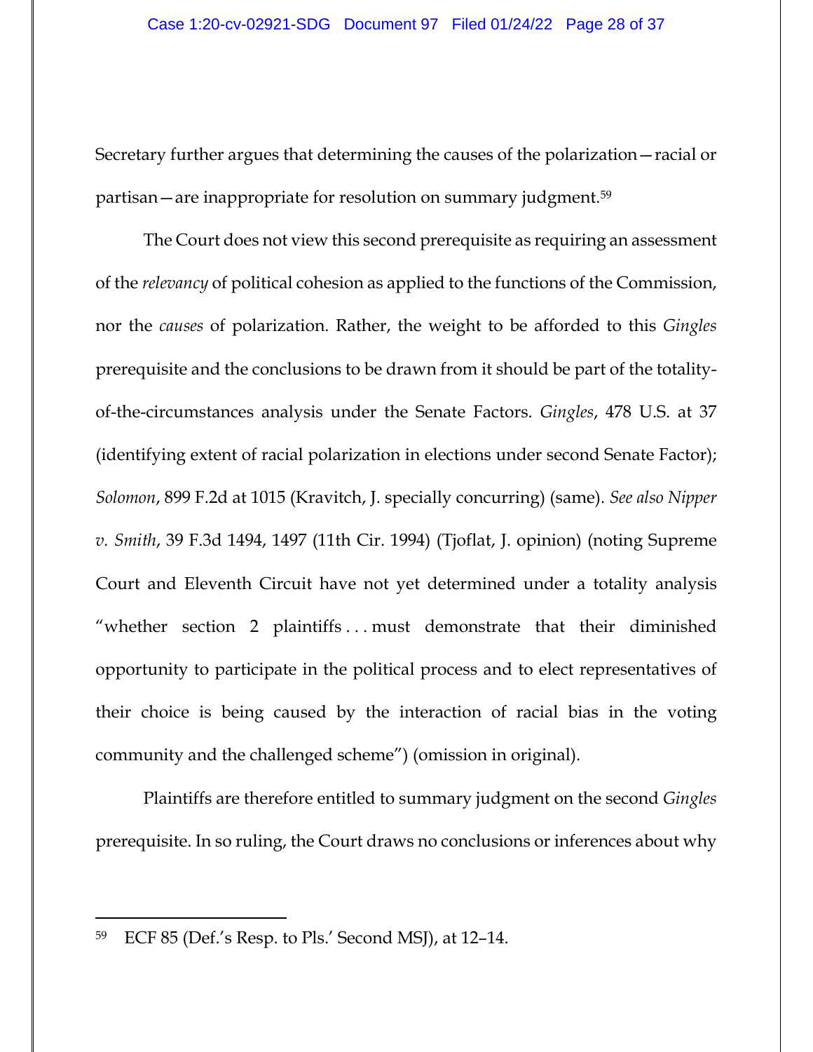Secretary further argues that determining the causes of the polarization—racial or partisan—are inappropriate for resolution on summary judgment.[59]

The Court does not view this second prerequisite as requiring an assessment of the *relevancy* of political cohesion as applied to the functions of the Commission, nor the *causes* of polarization. Rather, the weight to be afforded to this *Gingles* prerequisite and the conclusions to be drawn from it should be part of the totality-of-the-circumstances analysis under the Senate Factors. *Gingles*, 478 U.S. at 37 (identifying extent of racial polarization in elections under second Senate Factor); *Solomon*, 899 F.2d at 1015 (Kravitch, J. specially concurring) (same). *See also Nipper v. Smith*, 39 F.3d 1494, 1497 (11th Cir. 1994) (Tjoflat, J. opinion) (noting Supreme Court and Eleventh Circuit have not yet determined under a totality analysis "whether section 2 plaintiffs . . . must demonstrate that their diminished opportunity to participate in the political process and to elect representatives of their choice is being caused by the interaction of racial bias in the voting community and the challenged scheme") (omission in original).

Plaintiffs are therefore entitled to summary judgment on the second *Gingles* prerequisite. In so ruling, the Court draws no conclusions or inferences about why

---

[59] ECF 85 (Def.'s Resp. to Pls.' Second MSJ), at 12–14.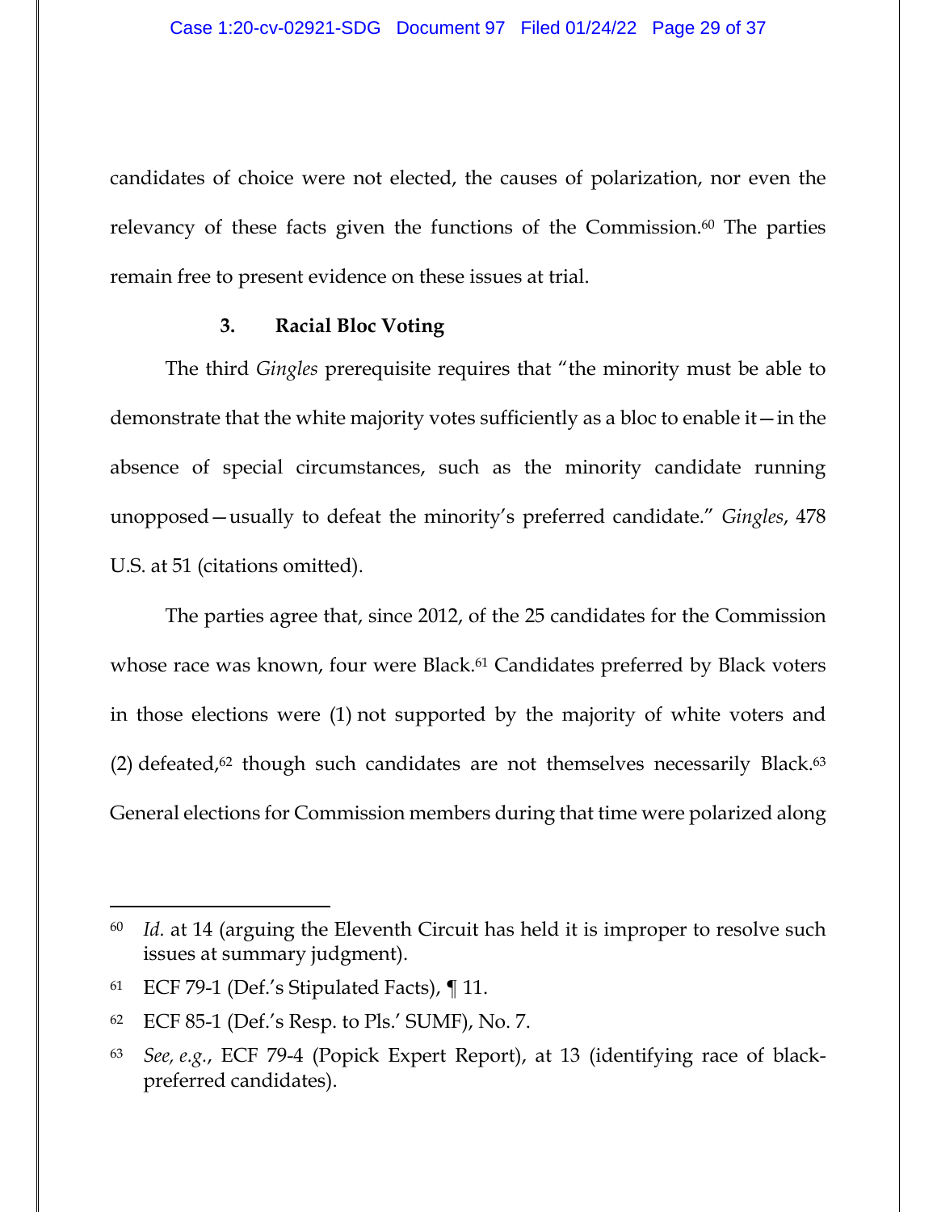candidates of choice were not elected, the causes of polarization, nor even the relevancy of these facts given the functions of the Commission.[60] The parties remain free to present evidence on these issues at trial.

### 3. Racial Bloc Voting

The third *Gingles* prerequisite requires that "the minority must be able to demonstrate that the white majority votes sufficiently as a bloc to enable it—in the absence of special circumstances, such as the minority candidate running unopposed—usually to defeat the minority's preferred candidate." *Gingles*, 478 U.S. at 51 (citations omitted).

The parties agree that, since 2012, of the 25 candidates for the Commission whose race was known, four were Black.[61] Candidates preferred by Black voters in those elections were (1) not supported by the majority of white voters and (2) defeated,[62] though such candidates are not themselves necessarily Black.[63] General elections for Commission members during that time were polarized along

---

[60] *Id.* at 14 (arguing the Eleventh Circuit has held it is improper to resolve such issues at summary judgment).

[61] ECF 79-1 (Def.'s Stipulated Facts), ¶ 11.

[62] ECF 85-1 (Def.'s Resp. to Pls.' SUMF), No. 7.

[63] *See, e.g.*, ECF 79-4 (Popick Expert Report), at 13 (identifying race of black-preferred candidates).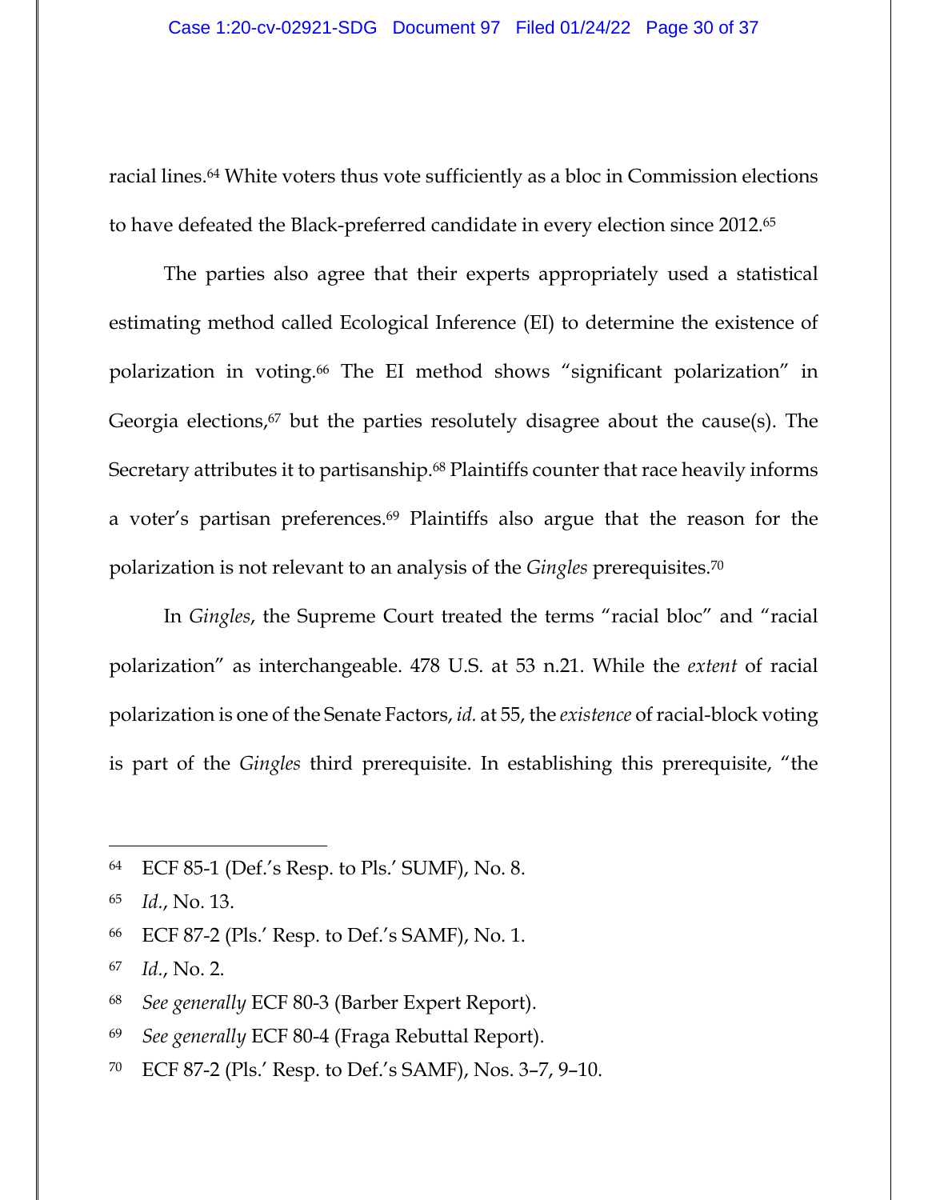racial lines.[64] White voters thus vote sufficiently as a bloc in Commission elections to have defeated the Black-preferred candidate in every election since 2012.[65]

The parties also agree that their experts appropriately used a statistical estimating method called Ecological Inference (EI) to determine the existence of polarization in voting.[66] The EI method shows "significant polarization" in Georgia elections,[67] but the parties resolutely disagree about the cause(s). The Secretary attributes it to partisanship.[68] Plaintiffs counter that race heavily informs a voter's partisan preferences.[69] Plaintiffs also argue that the reason for the polarization is not relevant to an analysis of the *Gingles* prerequisites.[70]

In *Gingles*, the Supreme Court treated the terms "racial bloc" and "racial polarization" as interchangeable. 478 U.S. at 53 n.21. While the *extent* of racial polarization is one of the Senate Factors, *id.* at 55, the *existence* of racial-block voting is part of the *Gingles* third prerequisite. In establishing this prerequisite, "the

---

[64] ECF 85-1 (Def.'s Resp. to Pls.' SUMF), No. 8.

[65] *Id.*, No. 13.

[66] ECF 87-2 (Pls.' Resp. to Def.'s SAMF), No. 1.

[67] *Id.*, No. 2.

[68] *See generally* ECF 80-3 (Barber Expert Report).

[69] *See generally* ECF 80-4 (Fraga Rebuttal Report).

[70] ECF 87-2 (Pls.' Resp. to Def.'s SAMF), Nos. 3–7, 9–10.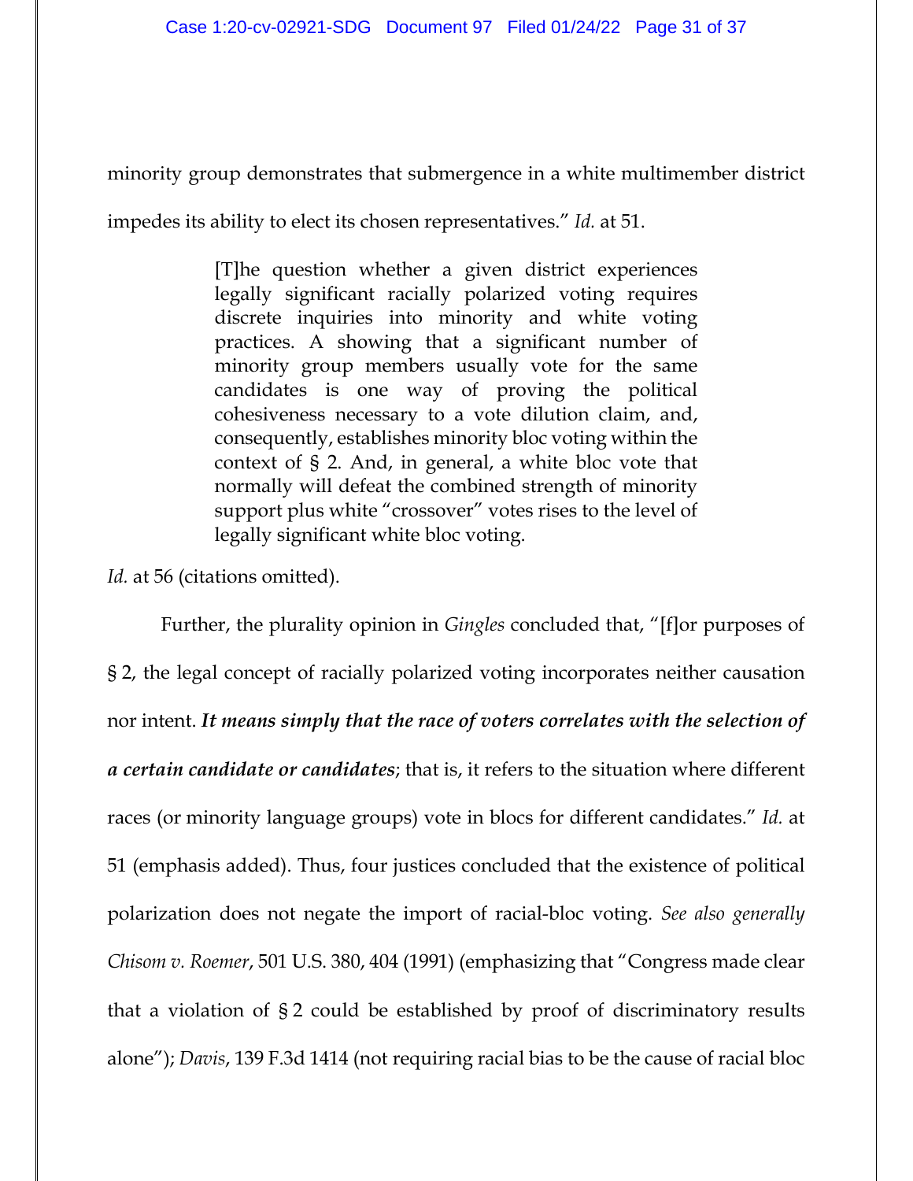minority group demonstrates that submergence in a white multimember district impedes its ability to elect its chosen representatives." *Id.* at 51.

> [T]he question whether a given district experiences legally significant racially polarized voting requires discrete inquiries into minority and white voting practices. A showing that a significant number of minority group members usually vote for the same candidates is one way of proving the political cohesiveness necessary to a vote dilution claim, and, consequently, establishes minority bloc voting within the context of § 2. And, in general, a white bloc vote that normally will defeat the combined strength of minority support plus white "crossover" votes rises to the level of legally significant white bloc voting.

*Id.* at 56 (citations omitted).

Further, the plurality opinion in *Gingles* concluded that, "[f]or purposes of § 2, the legal concept of racially polarized voting incorporates neither causation nor intent. ***It means simply that the race of voters correlates with the selection of a certain candidate or candidates***; that is, it refers to the situation where different races (or minority language groups) vote in blocs for different candidates." *Id.* at 51 (emphasis added). Thus, four justices concluded that the existence of political polarization does not negate the import of racial-bloc voting. *See also generally Chisom v. Roemer*, 501 U.S. 380, 404 (1991) (emphasizing that "Congress made clear that a violation of § 2 could be established by proof of discriminatory results alone"); *Davis*, 139 F.3d 1414 (not requiring racial bias to be the cause of racial bloc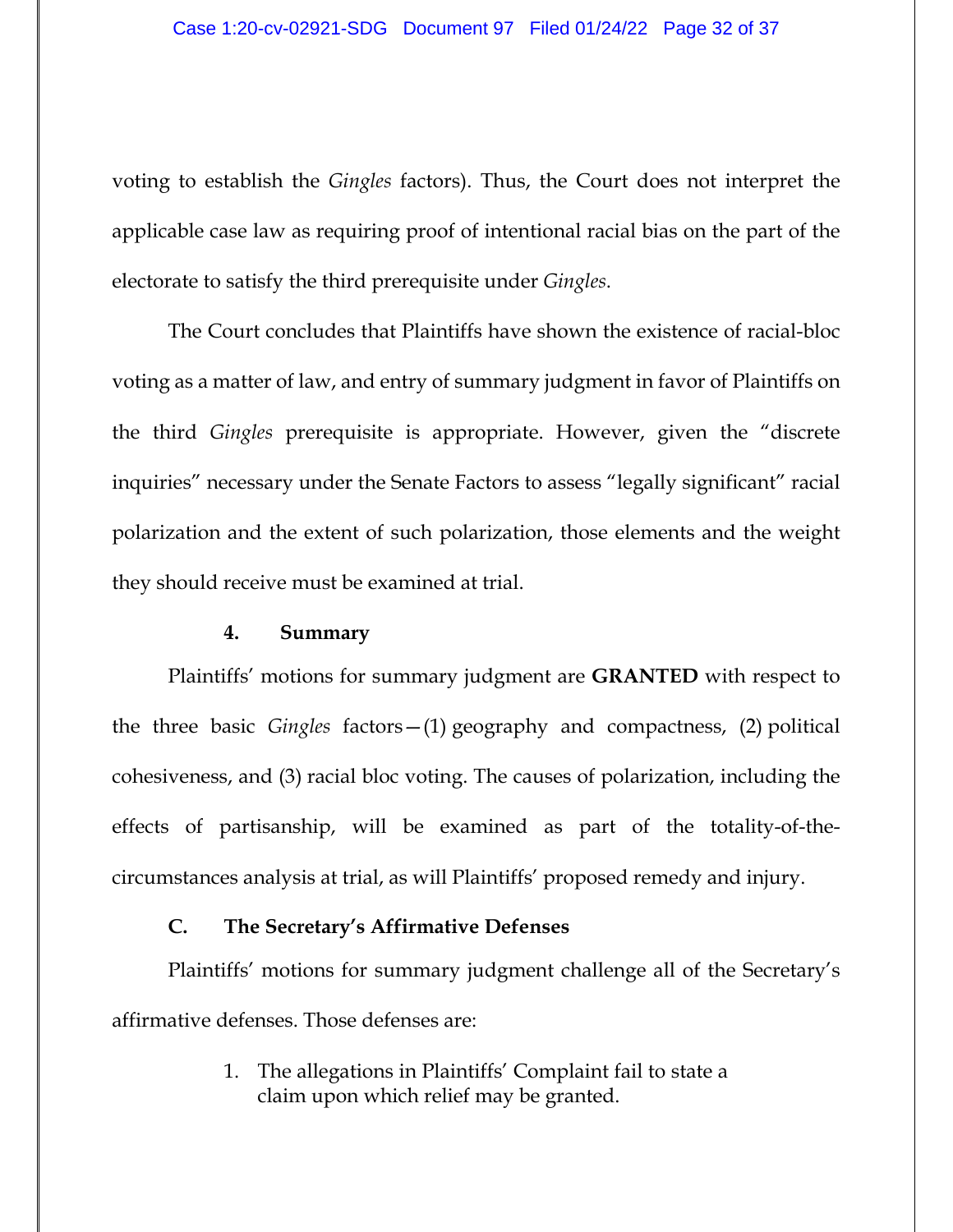voting to establish the *Gingles* factors). Thus, the Court does not interpret the applicable case law as requiring proof of intentional racial bias on the part of the electorate to satisfy the third prerequisite under *Gingles*.

The Court concludes that Plaintiffs have shown the existence of racial-bloc voting as a matter of law, and entry of summary judgment in favor of Plaintiffs on the third *Gingles* prerequisite is appropriate. However, given the "discrete inquiries" necessary under the Senate Factors to assess "legally significant" racial polarization and the extent of such polarization, those elements and the weight they should receive must be examined at trial.

#### 4. Summary

Plaintiffs' motions for summary judgment are **GRANTED** with respect to the three basic *Gingles* factors—(1) geography and compactness, (2) political cohesiveness, and (3) racial bloc voting. The causes of polarization, including the effects of partisanship, will be examined as part of the totality-of-the-circumstances analysis at trial, as will Plaintiffs' proposed remedy and injury.

### C. The Secretary's Affirmative Defenses

Plaintiffs' motions for summary judgment challenge all of the Secretary's affirmative defenses. Those defenses are:

1. The allegations in Plaintiffs' Complaint fail to state a claim upon which relief may be granted.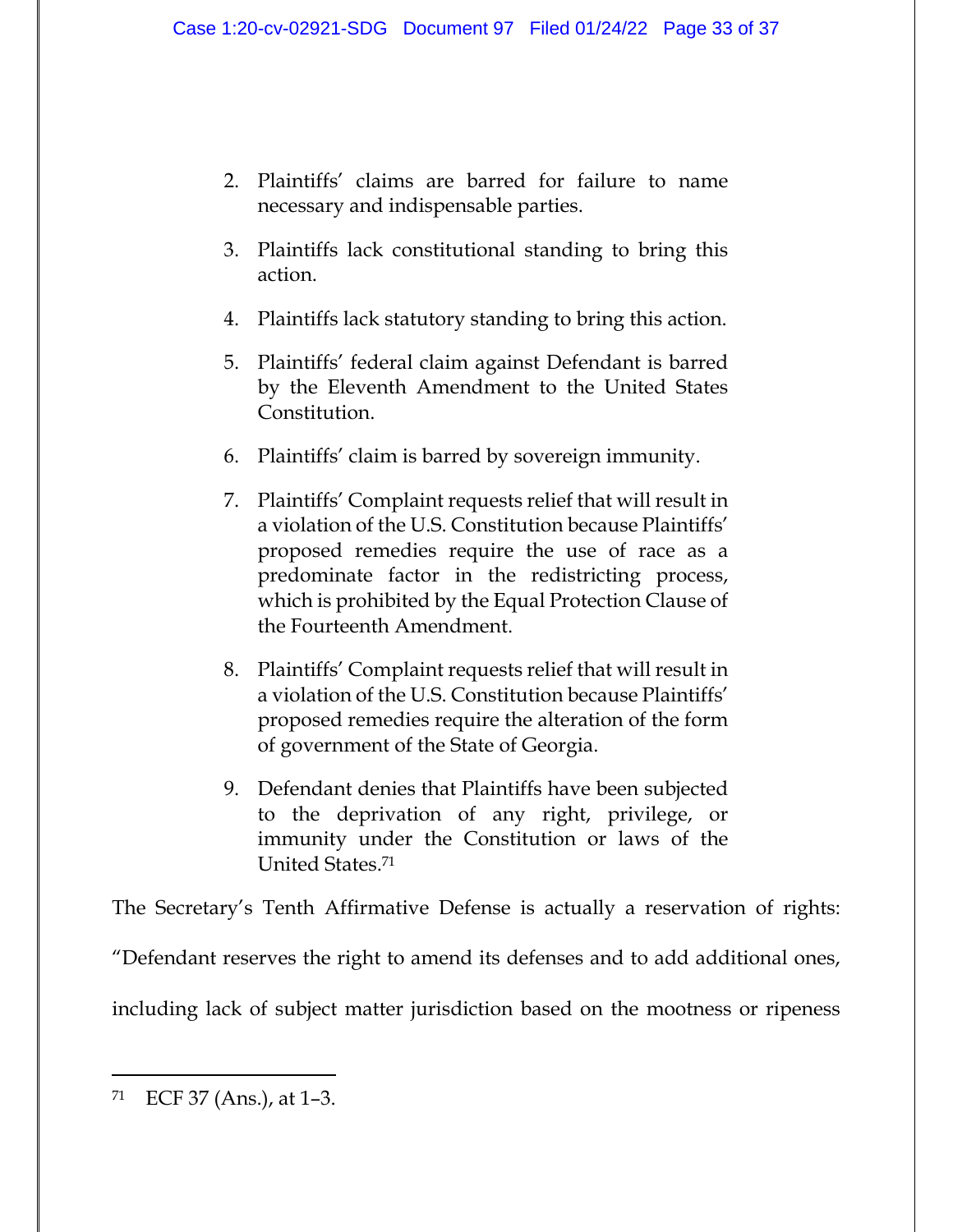2. Plaintiffs' claims are barred for failure to name necessary and indispensable parties.

3. Plaintiffs lack constitutional standing to bring this action.

4. Plaintiffs lack statutory standing to bring this action.

5. Plaintiffs' federal claim against Defendant is barred by the Eleventh Amendment to the United States Constitution.

6. Plaintiffs' claim is barred by sovereign immunity.

7. Plaintiffs' Complaint requests relief that will result in a violation of the U.S. Constitution because Plaintiffs' proposed remedies require the use of race as a predominate factor in the redistricting process, which is prohibited by the Equal Protection Clause of the Fourteenth Amendment.

8. Plaintiffs' Complaint requests relief that will result in a violation of the U.S. Constitution because Plaintiffs' proposed remedies require the alteration of the form of government of the State of Georgia.

9. Defendant denies that Plaintiffs have been subjected to the deprivation of any right, privilege, or immunity under the Constitution or laws of the United States.[71]

The Secretary's Tenth Affirmative Defense is actually a reservation of rights: "Defendant reserves the right to amend its defenses and to add additional ones, including lack of subject matter jurisdiction based on the mootness or ripeness

---

[71] ECF 37 (Ans.), at 1–3.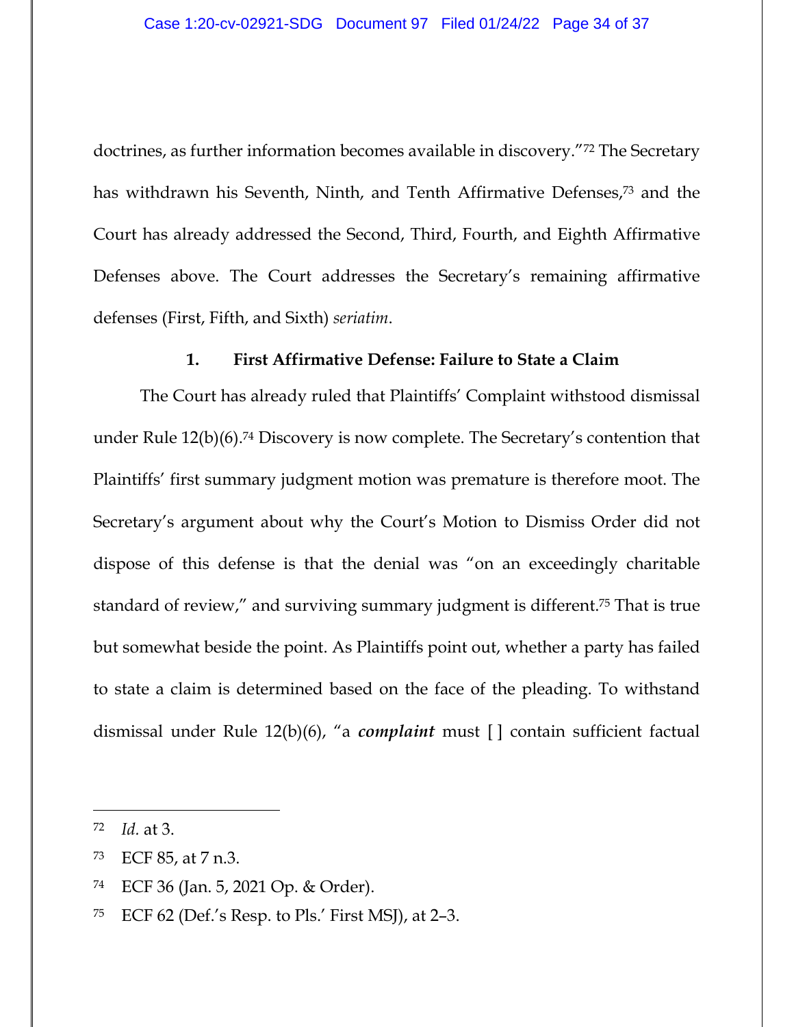doctrines, as further information becomes available in discovery."[72] The Secretary has withdrawn his Seventh, Ninth, and Tenth Affirmative Defenses,[73] and the Court has already addressed the Second, Third, Fourth, and Eighth Affirmative Defenses above. The Court addresses the Secretary's remaining affirmative defenses (First, Fifth, and Sixth) *seriatim*.

### 1. First Affirmative Defense: Failure to State a Claim

The Court has already ruled that Plaintiffs' Complaint withstood dismissal under Rule 12(b)(6).[74] Discovery is now complete. The Secretary's contention that Plaintiffs' first summary judgment motion was premature is therefore moot. The Secretary's argument about why the Court's Motion to Dismiss Order did not dispose of this defense is that the denial was "on an exceedingly charitable standard of review," and surviving summary judgment is different.[75] That is true but somewhat beside the point. As Plaintiffs point out, whether a party has failed to state a claim is determined based on the face of the pleading. To withstand dismissal under Rule 12(b)(6), "a ***complaint*** must [ ] contain sufficient factual

---

[72] *Id.* at 3.

[73] ECF 85, at 7 n.3.

[74] ECF 36 (Jan. 5, 2021 Op. & Order).

[75] ECF 62 (Def.'s Resp. to Pls.' First MSJ), at 2–3.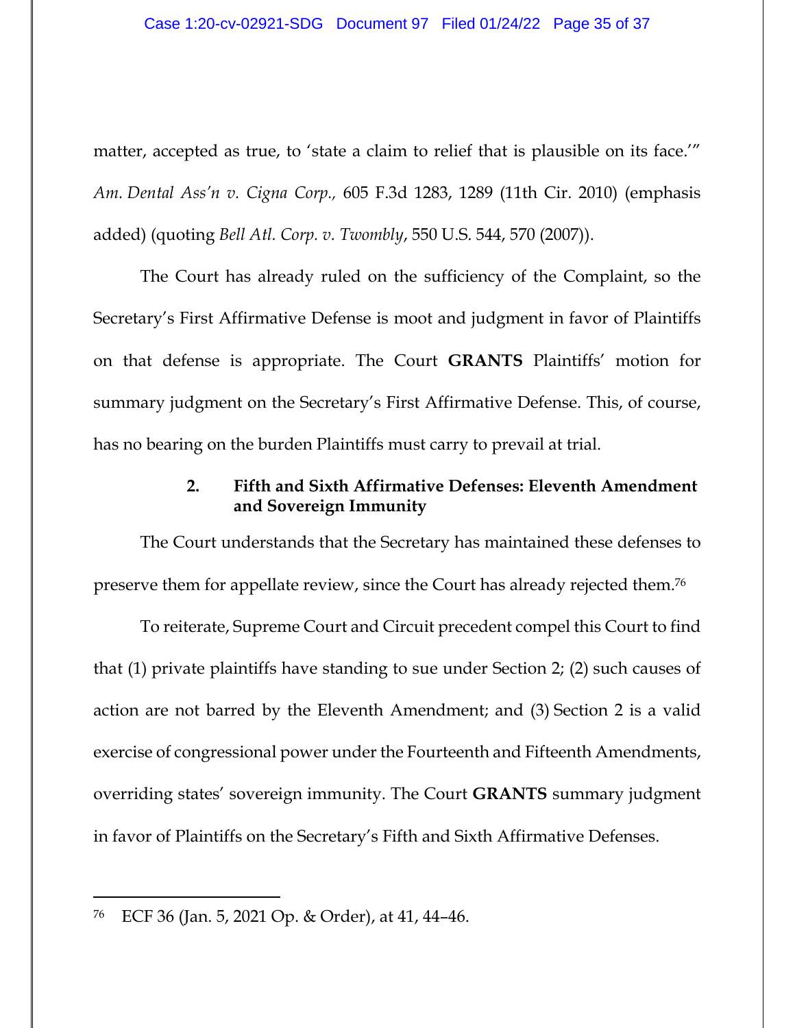matter, accepted as true, to 'state a claim to relief that is plausible on its face.'" *Am. Dental Ass'n v. Cigna Corp.,* 605 F.3d 1283, 1289 (11th Cir. 2010) (emphasis added) (quoting *Bell Atl. Corp. v. Twombly*, 550 U.S. 544, 570 (2007)).

The Court has already ruled on the sufficiency of the Complaint, so the Secretary's First Affirmative Defense is moot and judgment in favor of Plaintiffs on that defense is appropriate. The Court **GRANTS** Plaintiffs' motion for summary judgment on the Secretary's First Affirmative Defense. This, of course, has no bearing on the burden Plaintiffs must carry to prevail at trial.

#### 2. Fifth and Sixth Affirmative Defenses: Eleventh Amendment and Sovereign Immunity

The Court understands that the Secretary has maintained these defenses to preserve them for appellate review, since the Court has already rejected them.[76]

To reiterate, Supreme Court and Circuit precedent compel this Court to find that (1) private plaintiffs have standing to sue under Section 2; (2) such causes of action are not barred by the Eleventh Amendment; and (3) Section 2 is a valid exercise of congressional power under the Fourteenth and Fifteenth Amendments, overriding states' sovereign immunity. The Court **GRANTS** summary judgment in favor of Plaintiffs on the Secretary's Fifth and Sixth Affirmative Defenses.

---

[76] ECF 36 (Jan. 5, 2021 Op. & Order), at 41, 44–46.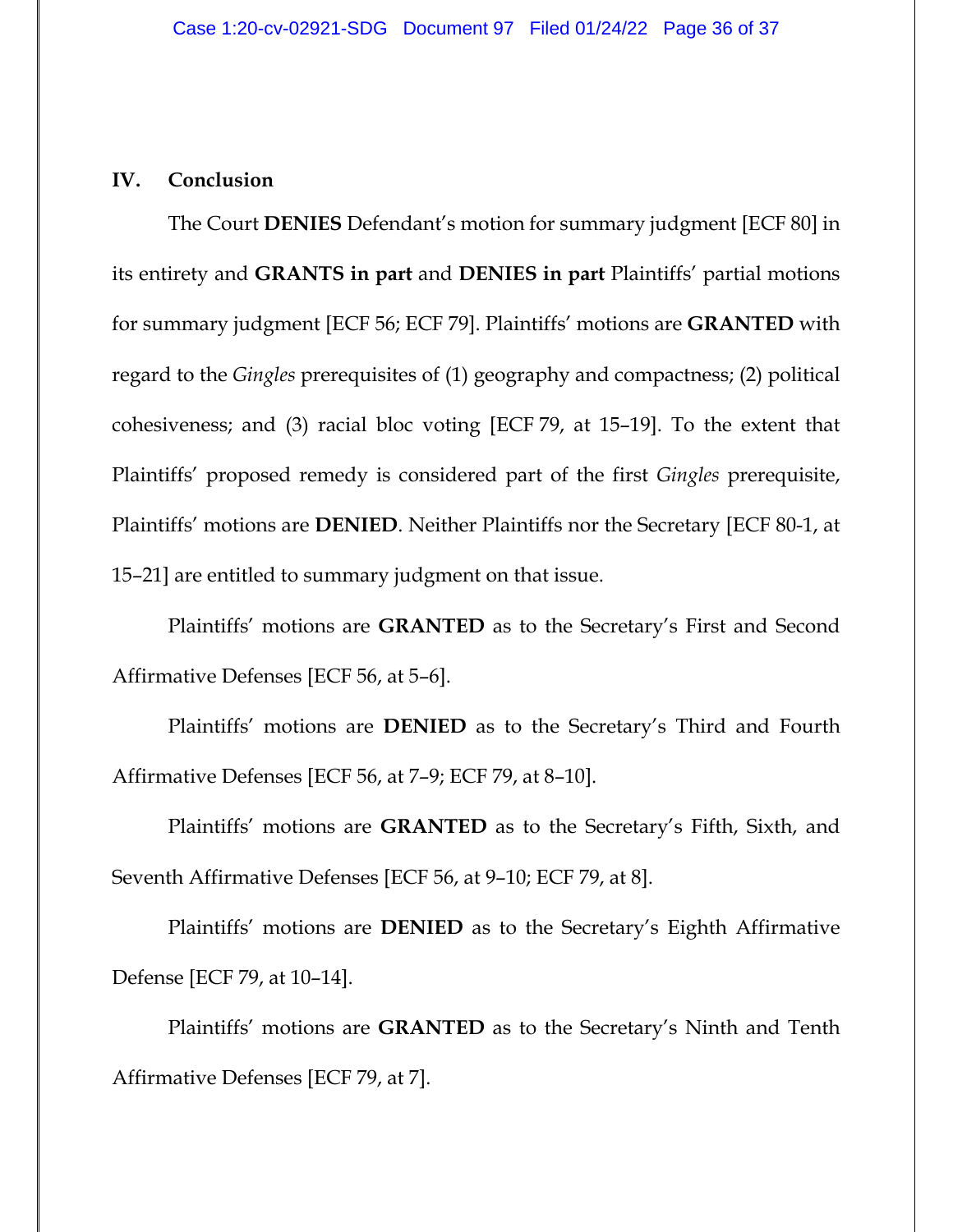## IV. Conclusion

The Court **DENIES** Defendant's motion for summary judgment [ECF 80] in its entirety and **GRANTS in part** and **DENIES in part** Plaintiffs' partial motions for summary judgment [ECF 56; ECF 79]. Plaintiffs' motions are **GRANTED** with regard to the *Gingles* prerequisites of (1) geography and compactness; (2) political cohesiveness; and (3) racial bloc voting [ECF 79, at 15–19]. To the extent that Plaintiffs' proposed remedy is considered part of the first *Gingles* prerequisite, Plaintiffs' motions are **DENIED**. Neither Plaintiffs nor the Secretary [ECF 80-1, at 15–21] are entitled to summary judgment on that issue.

Plaintiffs' motions are **GRANTED** as to the Secretary's First and Second Affirmative Defenses [ECF 56, at 5–6].

Plaintiffs' motions are **DENIED** as to the Secretary's Third and Fourth Affirmative Defenses [ECF 56, at 7–9; ECF 79, at 8–10].

Plaintiffs' motions are **GRANTED** as to the Secretary's Fifth, Sixth, and Seventh Affirmative Defenses [ECF 56, at 9–10; ECF 79, at 8].

Plaintiffs' motions are **DENIED** as to the Secretary's Eighth Affirmative Defense [ECF 79, at 10–14].

Plaintiffs' motions are **GRANTED** as to the Secretary's Ninth and Tenth Affirmative Defenses [ECF 79, at 7].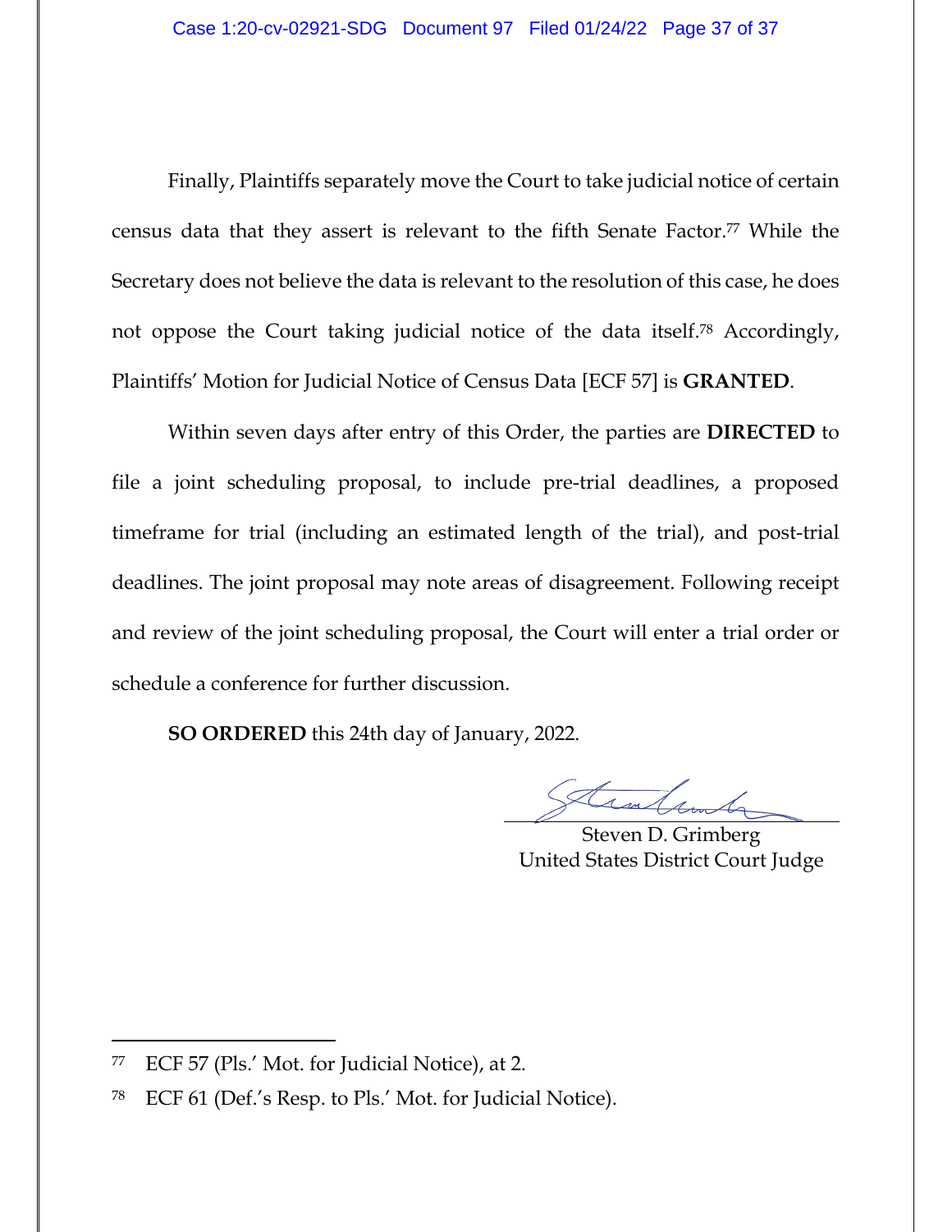Finally, Plaintiffs separately move the Court to take judicial notice of certain census data that they assert is relevant to the fifth Senate Factor.[77] While the Secretary does not believe the data is relevant to the resolution of this case, he does not oppose the Court taking judicial notice of the data itself.[78] Accordingly, Plaintiffs' Motion for Judicial Notice of Census Data [ECF 57] is **GRANTED**.

Within seven days after entry of this Order, the parties are **DIRECTED** to file a joint scheduling proposal, to include pre-trial deadlines, a proposed timeframe for trial (including an estimated length of the trial), and post-trial deadlines. The joint proposal may note areas of disagreement. Following receipt and review of the joint scheduling proposal, the Court will enter a trial order or schedule a conference for further discussion.

**SO ORDERED** this 24th day of January, 2022.

Steven D. Grimberg
United States District Court Judge

---

77 ECF 57 (Pls.' Mot. for Judicial Notice), at 2.

78 ECF 61 (Def.'s Resp. to Pls.' Mot. for Judicial Notice).